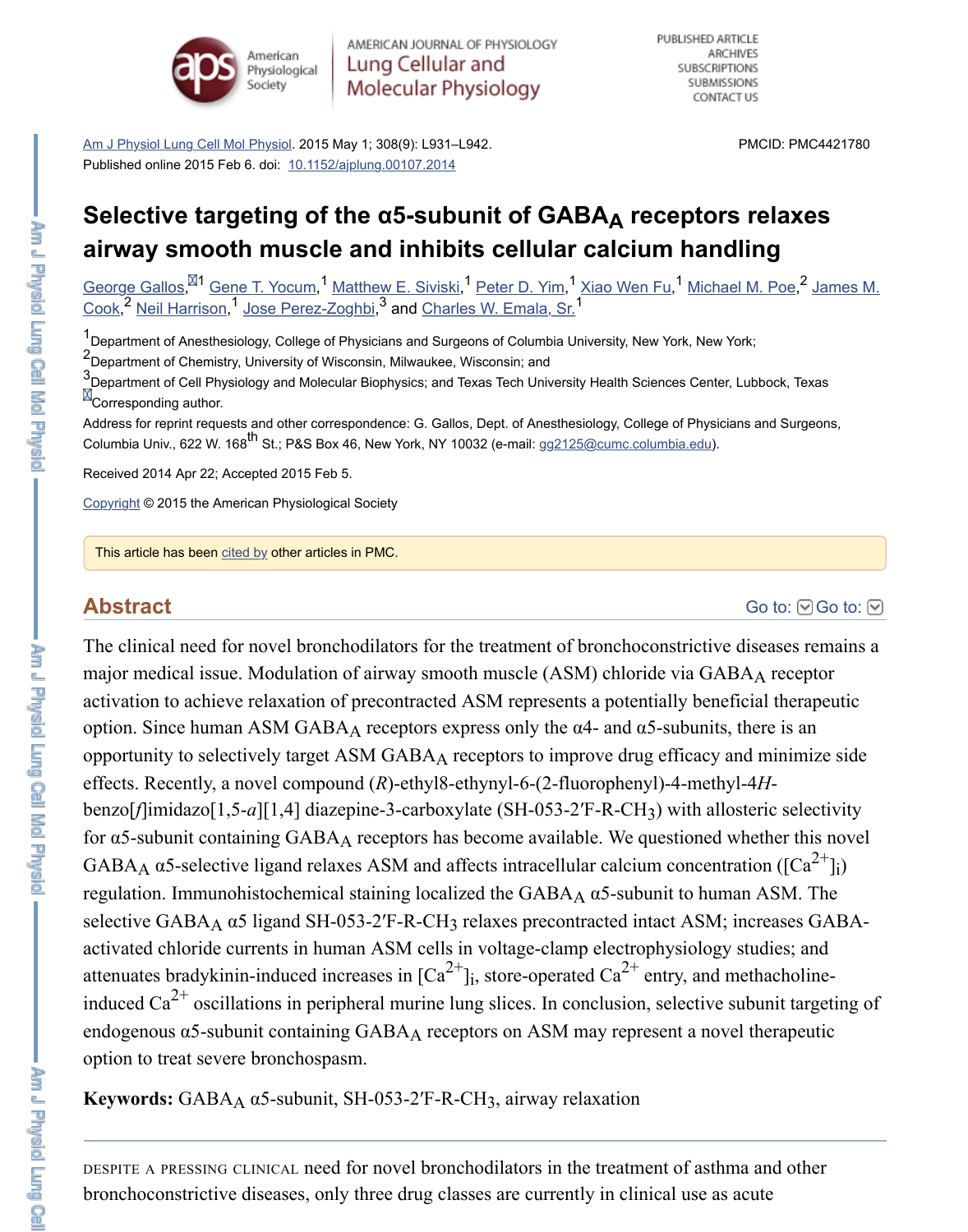Am J Physiol Lung Cell Mol Physiol. 2015 May 1; 308(9): L931–L942.
Published online 2015 Feb 6. doi: 10.1152/ajplung.00107.2014

PMCID: PMC4421780

# Selective targeting of the α5-subunit of $GABA_A$ receptors relaxes airway smooth muscle and inhibits cellular calcium handling

George Gallos,[1] Gene T. Yocum,[1] Matthew E. Siviski,[1] Peter D. Yim,[1] Xiao Wen Fu,[1] Michael M. Poe,[2] James M. Cook,[2] Neil Harrison,[1] Jose Perez-Zoghbi,[3] and Charles W. Emala, Sr.[1]

[1]Department of Anesthesiology, College of Physicians and Surgeons of Columbia University, New York, New York;
[2]Department of Chemistry, University of Wisconsin, Milwaukee, Wisconsin; and
[3]Department of Cell Physiology and Molecular Biophysics; and Texas Tech University Health Sciences Center, Lubbock, Texas
Corresponding author.

Address for reprint requests and other correspondence: G. Gallos, Dept. of Anesthesiology, College of Physicians and Surgeons, Columbia Univ., 622 W. 168th St.; P&S Box 46, New York, NY 10032 (e-mail: gg2125@cumc.columbia.edu).

Received 2014 Apr 22; Accepted 2015 Feb 5.

Copyright © 2015 the American Physiological Society

This article has been cited by other articles in PMC.

## Abstract

The clinical need for novel bronchodilators for the treatment of bronchoconstrictive diseases remains a major medical issue. Modulation of airway smooth muscle (ASM) chloride via $GABA_A$ receptor activation to achieve relaxation of precontracted ASM represents a potentially beneficial therapeutic option. Since human ASM $GABA_A$ receptors express only the α4- and α5-subunits, there is an opportunity to selectively target ASM $GABA_A$ receptors to improve drug efficacy and minimize side effects. Recently, a novel compound (*R*)-ethyl8-ethynyl-6-(2-fluorophenyl)-4-methyl-4*H*-benzo[*f*]imidazo[1,5-*a*][1,4] diazepine-3-carboxylate (SH-053-2′F-R-$CH_3$) with allosteric selectivity for α5-subunit containing $GABA_A$ receptors has become available. We questioned whether this novel $GABA_A$ α5-selective ligand relaxes ASM and affects intracellular calcium concentration ($[Ca^{2+}]_i$) regulation. Immunohistochemical staining localized the $GABA_A$ α5-subunit to human ASM. The selective $GABA_A$ α5 ligand SH-053-2′F-R-$CH_3$ relaxes precontracted intact ASM; increases GABA-activated chloride currents in human ASM cells in voltage-clamp electrophysiology studies; and attenuates bradykinin-induced increases in $[Ca^{2+}]_i$, store-operated $Ca^{2+}$ entry, and methacholine-induced $Ca^{2+}$ oscillations in peripheral murine lung slices. In conclusion, selective subunit targeting of endogenous α5-subunit containing $GABA_A$ receptors on ASM may represent a novel therapeutic option to treat severe bronchospasm.

**Keywords:** $GABA_A$ α5-subunit, SH-053-2′F-R-$CH_3$, airway relaxation

---

Despite a pressing clinical need for novel bronchodilators in the treatment of asthma and other bronchoconstrictive diseases, only three drug classes are currently in clinical use as acute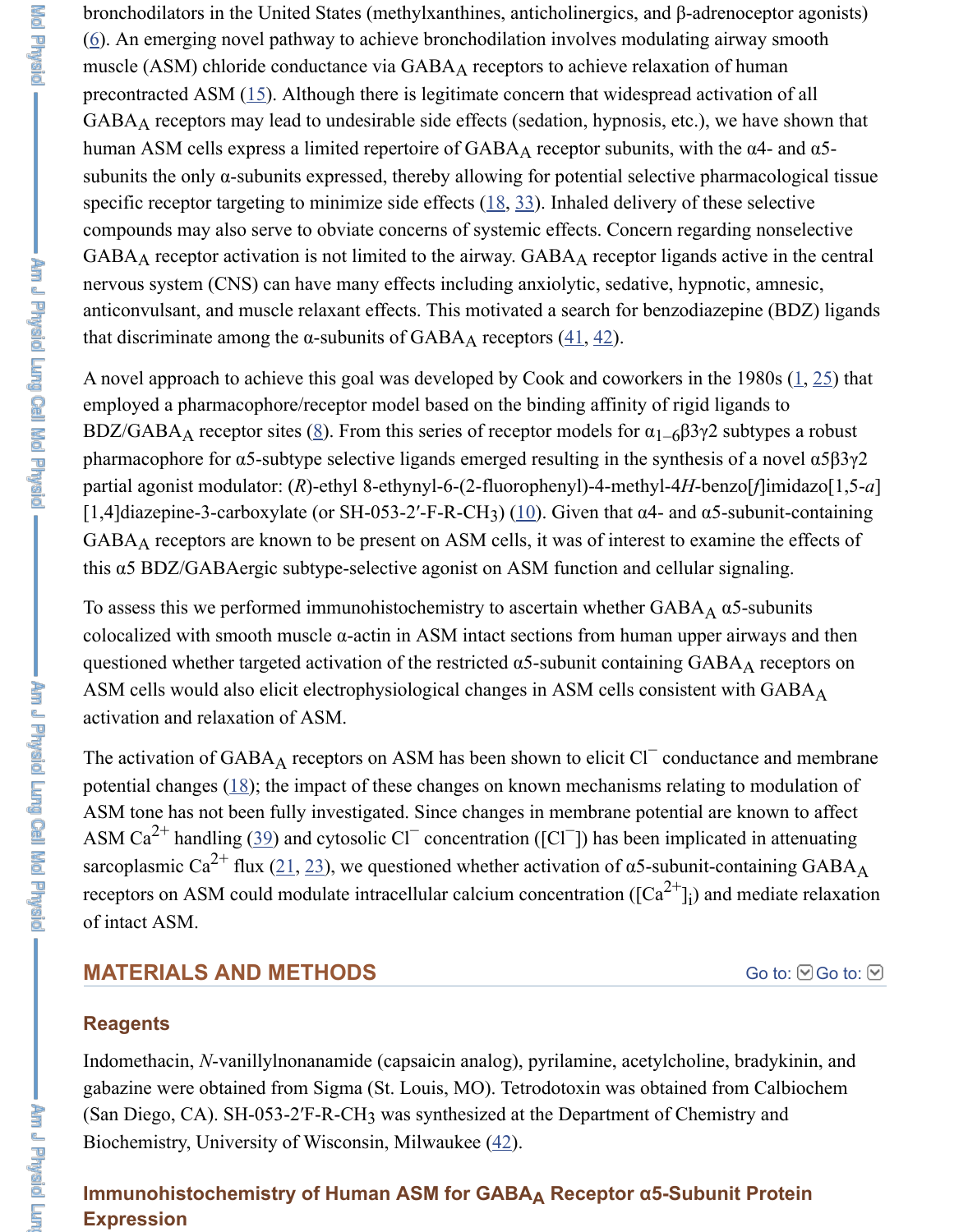bronchodilators in the United States (methylxanthines, anticholinergics, and β-adrenoceptor agonists) (6). An emerging novel pathway to achieve bronchodilation involves modulating airway smooth muscle (ASM) chloride conductance via $GABA_A$ receptors to achieve relaxation of human precontracted ASM (15). Although there is legitimate concern that widespread activation of all $GABA_A$ receptors may lead to undesirable side effects (sedation, hypnosis, etc.), we have shown that human ASM cells express a limited repertoire of $GABA_A$ receptor subunits, with the α4- and α5-subunits the only α-subunits expressed, thereby allowing for potential selective pharmacological tissue specific receptor targeting to minimize side effects (18, 33). Inhaled delivery of these selective compounds may also serve to obviate concerns of systemic effects. Concern regarding nonselective $GABA_A$ receptor activation is not limited to the airway. $GABA_A$ receptor ligands active in the central nervous system (CNS) can have many effects including anxiolytic, sedative, hypnotic, amnesic, anticonvulsant, and muscle relaxant effects. This motivated a search for benzodiazepine (BDZ) ligands that discriminate among the α-subunits of $GABA_A$ receptors (41, 42).

A novel approach to achieve this goal was developed by Cook and coworkers in the 1980s (1, 25) that employed a pharmacophore/receptor model based on the binding affinity of rigid ligands to BDZ/$GABA_A$ receptor sites (8). From this series of receptor models for $\alpha_{1-6}\beta3\gamma2$ subtypes a robust pharmacophore for α5-subtype selective ligands emerged resulting in the synthesis of a novel α5β3γ2 partial agonist modulator: (*R*)-ethyl 8-ethynyl-6-(2-fluorophenyl)-4-methyl-4*H*-benzo[*f*]imidazo[1,5-*a*][1,4]diazepine-3-carboxylate (or SH-053-2′-F-R-$CH_3$) (10). Given that α4- and α5-subunit-containing $GABA_A$ receptors are known to be present on ASM cells, it was of interest to examine the effects of this α5 BDZ/GABAergic subtype-selective agonist on ASM function and cellular signaling.

To assess this we performed immunohistochemistry to ascertain whether $GABA_A$ α5-subunits colocalized with smooth muscle α-actin in ASM intact sections from human upper airways and then questioned whether targeted activation of the restricted α5-subunit containing $GABA_A$ receptors on ASM cells would also elicit electrophysiological changes in ASM cells consistent with $GABA_A$ activation and relaxation of ASM.

The activation of $GABA_A$ receptors on ASM has been shown to elicit $Cl^-$ conductance and membrane potential changes (18); the impact of these changes on known mechanisms relating to modulation of ASM tone has not been fully investigated. Since changes in membrane potential are known to affect ASM $Ca^{2+}$ handling (39) and cytosolic $Cl^-$ concentration ($[Cl^-]$) has been implicated in attenuating sarcoplasmic $Ca^{2+}$ flux (21, 23), we questioned whether activation of α5-subunit-containing $GABA_A$ receptors on ASM could modulate intracellular calcium concentration ($[Ca^{2+}]_i$) and mediate relaxation of intact ASM.

## MATERIALS AND METHODS

### Reagents

Indomethacin, *N*-vanillylnonanamide (capsaicin analog), pyrilamine, acetylcholine, bradykinin, and gabazine were obtained from Sigma (St. Louis, MO). Tetrodotoxin was obtained from Calbiochem (San Diego, CA). SH-053-2′F-R-$CH_3$ was synthesized at the Department of Chemistry and Biochemistry, University of Wisconsin, Milwaukee (42).

### Immunohistochemistry of Human ASM for $GABA_A$ Receptor α5-Subunit Protein Expression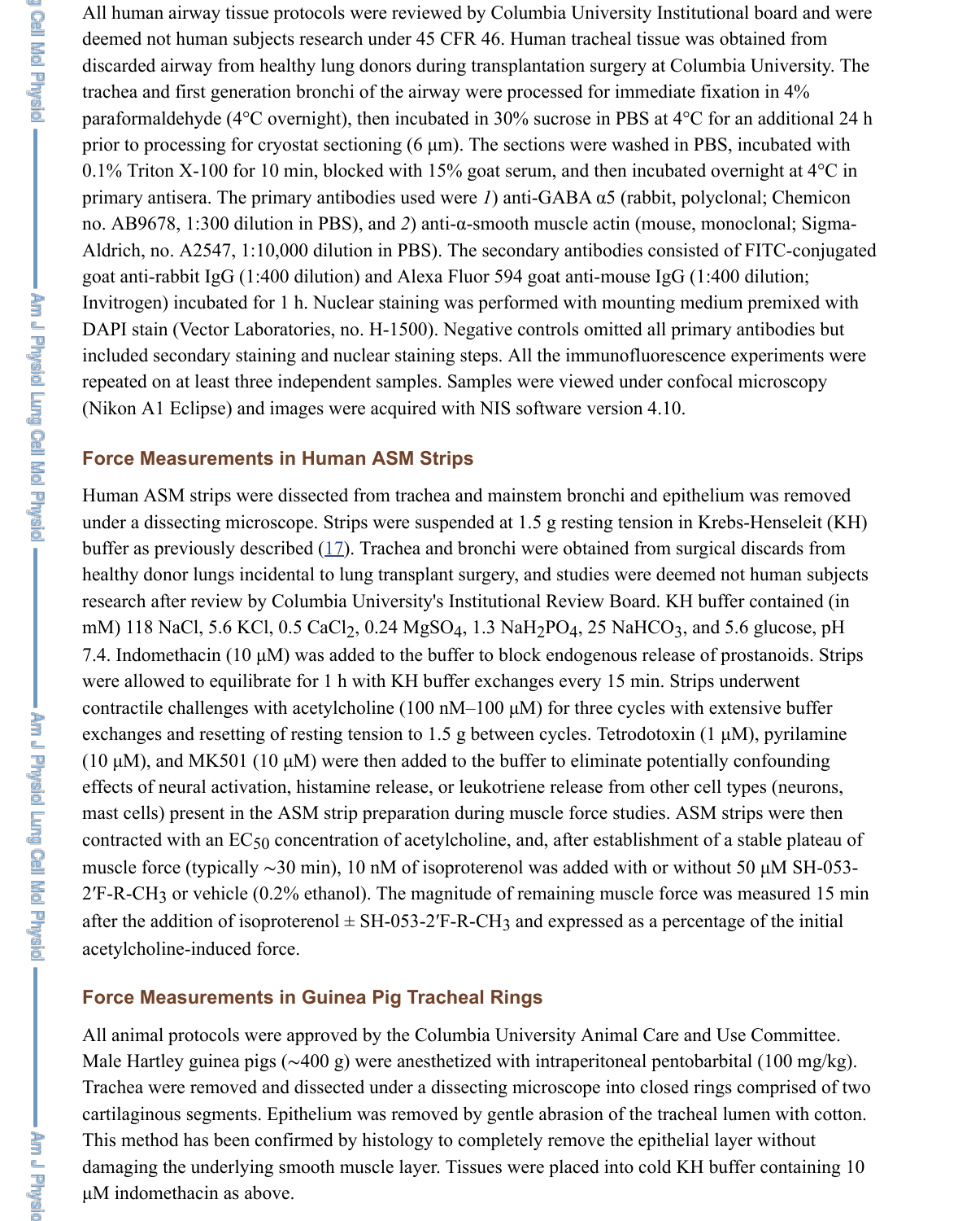All human airway tissue protocols were reviewed by Columbia University Institutional board and were deemed not human subjects research under 45 CFR 46. Human tracheal tissue was obtained from discarded airway from healthy lung donors during transplantation surgery at Columbia University. The trachea and first generation bronchi of the airway were processed for immediate fixation in 4% paraformaldehyde (4°C overnight), then incubated in 30% sucrose in PBS at 4°C for an additional 24 h prior to processing for cryostat sectioning (6 μm). The sections were washed in PBS, incubated with 0.1% Triton X-100 for 10 min, blocked with 15% goat serum, and then incubated overnight at 4°C in primary antisera. The primary antibodies used were *1*) anti-GABA α5 (rabbit, polyclonal; Chemicon no. AB9678, 1:300 dilution in PBS), and *2*) anti-α-smooth muscle actin (mouse, monoclonal; Sigma-Aldrich, no. A2547, 1:10,000 dilution in PBS). The secondary antibodies consisted of FITC-conjugated goat anti-rabbit IgG (1:400 dilution) and Alexa Fluor 594 goat anti-mouse IgG (1:400 dilution; Invitrogen) incubated for 1 h. Nuclear staining was performed with mounting medium premixed with DAPI stain (Vector Laboratories, no. H-1500). Negative controls omitted all primary antibodies but included secondary staining and nuclear staining steps. All the immunofluorescence experiments were repeated on at least three independent samples. Samples were viewed under confocal microscopy (Nikon A1 Eclipse) and images were acquired with NIS software version 4.10.

## Force Measurements in Human ASM Strips

Human ASM strips were dissected from trachea and mainstem bronchi and epithelium was removed under a dissecting microscope. Strips were suspended at 1.5 g resting tension in Krebs-Henseleit (KH) buffer as previously described (17). Trachea and bronchi were obtained from surgical discards from healthy donor lungs incidental to lung transplant surgery, and studies were deemed not human subjects research after review by Columbia University's Institutional Review Board. KH buffer contained (in mM) 118 NaCl, 5.6 KCl, 0.5 $CaCl_2$, 0.24 $MgSO_4$, 1.3 $NaH_2PO_4$, 25 $NaHCO_3$, and 5.6 glucose, pH 7.4. Indomethacin (10 μM) was added to the buffer to block endogenous release of prostanoids. Strips were allowed to equilibrate for 1 h with KH buffer exchanges every 15 min. Strips underwent contractile challenges with acetylcholine (100 nM–100 μM) for three cycles with extensive buffer exchanges and resetting of resting tension to 1.5 g between cycles. Tetrodotoxin (1 μM), pyrilamine (10 μM), and MK501 (10 μM) were then added to the buffer to eliminate potentially confounding effects of neural activation, histamine release, or leukotriene release from other cell types (neurons, mast cells) present in the ASM strip preparation during muscle force studies. ASM strips were then contracted with an $EC_{50}$ concentration of acetylcholine, and, after establishment of a stable plateau of muscle force (typically ~30 min), 10 nM of isoproterenol was added with or without 50 μM SH-053-2′F-R-$CH_3$ or vehicle (0.2% ethanol). The magnitude of remaining muscle force was measured 15 min after the addition of isoproterenol ± SH-053-2′F-R-$CH_3$ and expressed as a percentage of the initial acetylcholine-induced force.

## Force Measurements in Guinea Pig Tracheal Rings

All animal protocols were approved by the Columbia University Animal Care and Use Committee. Male Hartley guinea pigs (~400 g) were anesthetized with intraperitoneal pentobarbital (100 mg/kg). Trachea were removed and dissected under a dissecting microscope into closed rings comprised of two cartilaginous segments. Epithelium was removed by gentle abrasion of the tracheal lumen with cotton. This method has been confirmed by histology to completely remove the epithelial layer without damaging the underlying smooth muscle layer. Tissues were placed into cold KH buffer containing 10 μM indomethacin as above.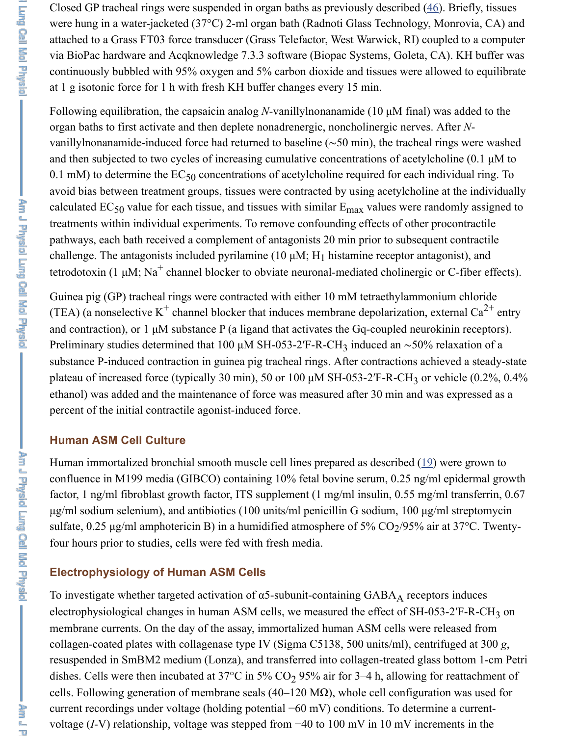Closed GP tracheal rings were suspended in organ baths as previously described (46). Briefly, tissues were hung in a water-jacketed (37°C) 2-ml organ bath (Radnoti Glass Technology, Monrovia, CA) and attached to a Grass FT03 force transducer (Grass Telefactor, West Warwick, RI) coupled to a computer via BioPac hardware and Acqknowledge 7.3.3 software (Biopac Systems, Goleta, CA). KH buffer was continuously bubbled with 95% oxygen and 5% carbon dioxide and tissues were allowed to equilibrate at 1 g isotonic force for 1 h with fresh KH buffer changes every 15 min.

Following equilibration, the capsaicin analog *N*-vanillylnonanamide (10 μM final) was added to the organ baths to first activate and then deplete nonadrenergic, noncholinergic nerves. After *N*-vanillylnonanamide-induced force had returned to baseline (∼50 min), the tracheal rings were washed and then subjected to two cycles of increasing cumulative concentrations of acetylcholine (0.1 μM to 0.1 mM) to determine the $EC_{50}$ concentrations of acetylcholine required for each individual ring. To avoid bias between treatment groups, tissues were contracted by using acetylcholine at the individually calculated $EC_{50}$ value for each tissue, and tissues with similar $E_{max}$ values were randomly assigned to treatments within individual experiments. To remove confounding effects of other procontractile pathways, each bath received a complement of antagonists 20 min prior to subsequent contractile challenge. The antagonists included pyrilamine (10 μM; $H_1$ histamine receptor antagonist), and tetrodotoxin (1 μM; $Na^+$ channel blocker to obviate neuronal-mediated cholinergic or C-fiber effects).

Guinea pig (GP) tracheal rings were contracted with either 10 mM tetraethylammonium chloride (TEA) (a nonselective $K^+$ channel blocker that induces membrane depolarization, external $Ca^{2+}$ entry and contraction), or 1 μM substance P (a ligand that activates the Gq-coupled neurokinin receptors). Preliminary studies determined that 100 μM SH-053-2′F-R-$CH_3$ induced an ∼50% relaxation of a substance P-induced contraction in guinea pig tracheal rings. After contractions achieved a steady-state plateau of increased force (typically 30 min), 50 or 100 μM SH-053-2′F-R-$CH_3$ or vehicle (0.2%, 0.4% ethanol) was added and the maintenance of force was measured after 30 min and was expressed as a percent of the initial contractile agonist-induced force.

## Human ASM Cell Culture

Human immortalized bronchial smooth muscle cell lines prepared as described (19) were grown to confluence in M199 media (GIBCO) containing 10% fetal bovine serum, 0.25 ng/ml epidermal growth factor, 1 ng/ml fibroblast growth factor, ITS supplement (1 mg/ml insulin, 0.55 mg/ml transferrin, 0.67 μg/ml sodium selenium), and antibiotics (100 units/ml penicillin G sodium, 100 μg/ml streptomycin sulfate, 0.25 μg/ml amphotericin B) in a humidified atmosphere of 5% $CO_2$/95% air at 37°C. Twenty-four hours prior to studies, cells were fed with fresh media.

## Electrophysiology of Human ASM Cells

To investigate whether targeted activation of α5-subunit-containing $GABA_A$ receptors induces electrophysiological changes in human ASM cells, we measured the effect of SH-053-2′F-R-$CH_3$ on membrane currents. On the day of the assay, immortalized human ASM cells were released from collagen-coated plates with collagenase type IV (Sigma C5138, 500 units/ml), centrifuged at 300 *g*, resuspended in SmBM2 medium (Lonza), and transferred into collagen-treated glass bottom 1-cm Petri dishes. Cells were then incubated at 37°C in 5% $CO_2$ 95% air for 3–4 h, allowing for reattachment of cells. Following generation of membrane seals (40–120 MΩ), whole cell configuration was used for current recordings under voltage (holding potential −60 mV) conditions. To determine a current-voltage (*I*-V) relationship, voltage was stepped from −40 to 100 mV in 10 mV increments in the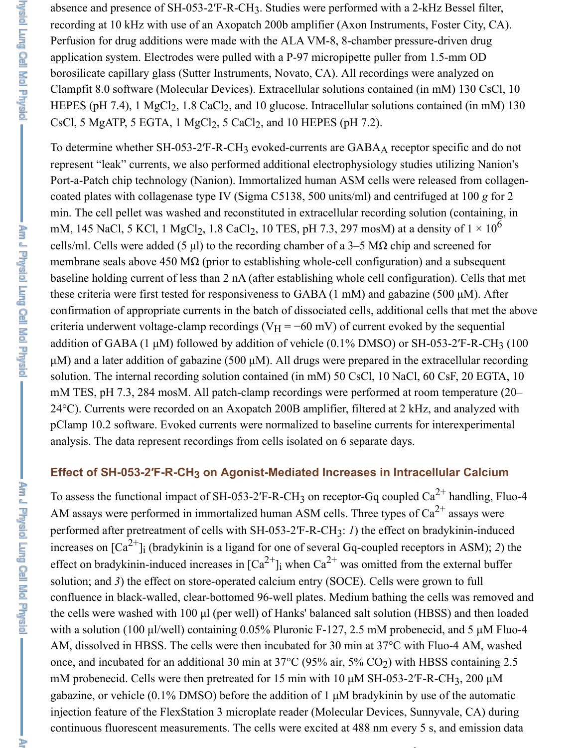absence and presence of SH-053-2′F-R-$CH_3$. Studies were performed with a 2-kHz Bessel filter, recording at 10 kHz with use of an Axopatch 200b amplifier (Axon Instruments, Foster City, CA). Perfusion for drug additions were made with the ALA VM-8, 8-chamber pressure-driven drug application system. Electrodes were pulled with a P-97 micropipette puller from 1.5-mm OD borosilicate capillary glass (Sutter Instruments, Novato, CA). All recordings were analyzed on Clampfit 8.0 software (Molecular Devices). Extracellular solutions contained (in mM) 130 CsCl, 10 HEPES (pH 7.4), 1 $MgCl_2$, 1.8 $CaCl_2$, and 10 glucose. Intracellular solutions contained (in mM) 130 CsCl, 5 MgATP, 5 EGTA, 1 $MgCl_2$, 5 $CaCl_2$, and 10 HEPES (pH 7.2).

To determine whether SH-053-2′F-R-$CH_3$ evoked-currents are $GABA_A$ receptor specific and do not represent "leak" currents, we also performed additional electrophysiology studies utilizing Nanion's Port-a-Patch chip technology (Nanion). Immortalized human ASM cells were released from collagen-coated plates with collagenase type IV (Sigma C5138, 500 units/ml) and centrifuged at 100 *g* for 2 min. The cell pellet was washed and reconstituted in extracellular recording solution (containing, in mM, 145 NaCl, 5 KCl, 1 $MgCl_2$, 1.8 $CaCl_2$, 10 TES, pH 7.3, 297 mosM) at a density of $1 \times 10^6$ cells/ml. Cells were added (5 μl) to the recording chamber of a 3–5 MΩ chip and screened for membrane seals above 450 MΩ (prior to establishing whole-cell configuration) and a subsequent baseline holding current of less than 2 nA (after establishing whole cell configuration). Cells that met these criteria were first tested for responsiveness to GABA (1 mM) and gabazine (500 μM). After confirmation of appropriate currents in the batch of dissociated cells, additional cells that met the above criteria underwent voltage-clamp recordings ($V_H = -60$ mV) of current evoked by the sequential addition of GABA (1 μM) followed by addition of vehicle (0.1% DMSO) or SH-053-2′F-R-$CH_3$ (100 μM) and a later addition of gabazine (500 μM). All drugs were prepared in the extracellular recording solution. The internal recording solution contained (in mM) 50 CsCl, 10 NaCl, 60 CsF, 20 EGTA, 10 mM TES, pH 7.3, 284 mosM. All patch-clamp recordings were performed at room temperature (20–24°C). Currents were recorded on an Axopatch 200B amplifier, filtered at 2 kHz, and analyzed with pClamp 10.2 software. Evoked currents were normalized to baseline currents for interexperimental analysis. The data represent recordings from cells isolated on 6 separate days.

### Effect of SH-053-2′F-R-$CH_3$ on Agonist-Mediated Increases in Intracellular Calcium

To assess the functional impact of SH-053-2′F-R-$CH_3$ on receptor-Gq coupled $Ca^{2+}$ handling, Fluo-4 AM assays were performed in immortalized human ASM cells. Three types of $Ca^{2+}$ assays were performed after pretreatment of cells with SH-053-2′F-R-$CH_3$: *1*) the effect on bradykinin-induced increases on $[Ca^{2+}]_i$ (bradykinin is a ligand for one of several Gq-coupled receptors in ASM); *2*) the effect on bradykinin-induced increases in $[Ca^{2+}]_i$ when $Ca^{2+}$ was omitted from the external buffer solution; and *3*) the effect on store-operated calcium entry (SOCE). Cells were grown to full confluence in black-walled, clear-bottomed 96-well plates. Medium bathing the cells was removed and the cells were washed with 100 μl (per well) of Hanks' balanced salt solution (HBSS) and then loaded with a solution (100 μl/well) containing 0.05% Pluronic F-127, 2.5 mM probenecid, and 5 μM Fluo-4 AM, dissolved in HBSS. The cells were then incubated for 30 min at 37°C with Fluo-4 AM, washed once, and incubated for an additional 30 min at 37°C (95% air, 5% $CO_2$) with HBSS containing 2.5 mM probenecid. Cells were then pretreated for 15 min with 10 μM SH-053-2′F-R-$CH_3$, 200 μM gabazine, or vehicle (0.1% DMSO) before the addition of 1 μM bradykinin by use of the automatic injection feature of the FlexStation 3 microplate reader (Molecular Devices, Sunnyvale, CA) during continuous fluorescent measurements. The cells were excited at 488 nm every 5 s, and emission data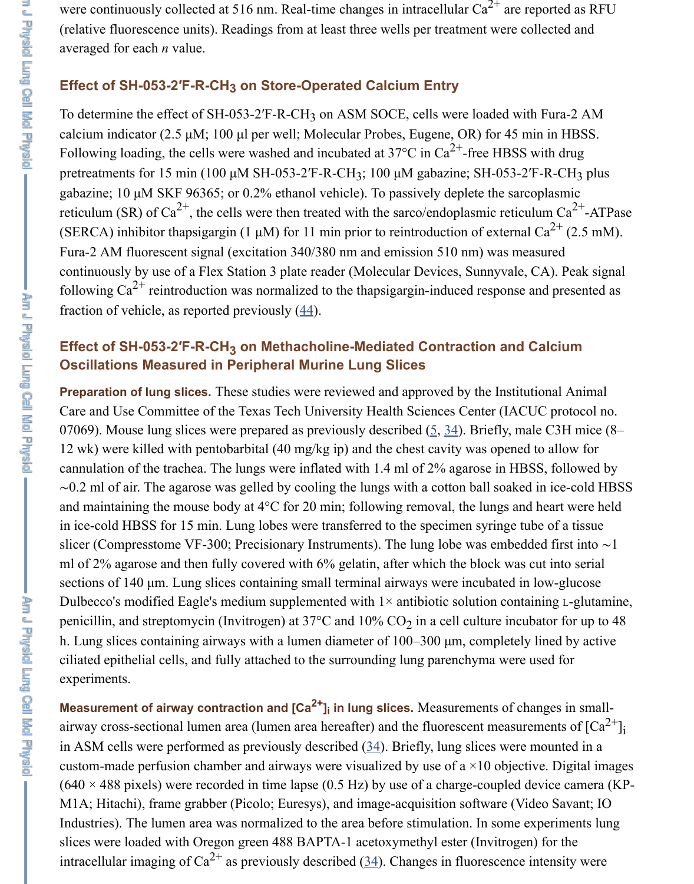were continuously collected at 516 nm. Real-time changes in intracellular $Ca^{2+}$ are reported as RFU (relative fluorescence units). Readings from at least three wells per treatment were collected and averaged for each *n* value.

### Effect of SH-053-2′F-R-$CH_3$ on Store-Operated Calcium Entry

To determine the effect of SH-053-2′F-R-$CH_3$ on ASM SOCE, cells were loaded with Fura-2 AM calcium indicator (2.5 μM; 100 μl per well; Molecular Probes, Eugene, OR) for 45 min in HBSS. Following loading, the cells were washed and incubated at 37°C in $Ca^{2+}$-free HBSS with drug pretreatments for 15 min (100 μM SH-053-2′F-R-$CH_3$; 100 μM gabazine; SH-053-2′F-R-$CH_3$ plus gabazine; 10 μM SKF 96365; or 0.2% ethanol vehicle). To passively deplete the sarcoplasmic reticulum (SR) of $Ca^{2+}$, the cells were then treated with the sarco/endoplasmic reticulum $Ca^{2+}$-ATPase (SERCA) inhibitor thapsigargin (1 μM) for 11 min prior to reintroduction of external $Ca^{2+}$ (2.5 mM). Fura-2 AM fluorescent signal (excitation 340/380 nm and emission 510 nm) was measured continuously by use of a Flex Station 3 plate reader (Molecular Devices, Sunnyvale, CA). Peak signal following $Ca^{2+}$ reintroduction was normalized to the thapsigargin-induced response and presented as fraction of vehicle, as reported previously (44).

### Effect of SH-053-2′F-R-$CH_3$ on Methacholine-Mediated Contraction and Calcium Oscillations Measured in Peripheral Murine Lung Slices

**Preparation of lung slices.** These studies were reviewed and approved by the Institutional Animal Care and Use Committee of the Texas Tech University Health Sciences Center (IACUC protocol no. 07069). Mouse lung slices were prepared as previously described (5, 34). Briefly, male C3H mice (8–12 wk) were killed with pentobarbital (40 mg/kg ip) and the chest cavity was opened to allow for cannulation of the trachea. The lungs were inflated with 1.4 ml of 2% agarose in HBSS, followed by ∼0.2 ml of air. The agarose was gelled by cooling the lungs with a cotton ball soaked in ice-cold HBSS and maintaining the mouse body at 4°C for 20 min; following removal, the lungs and heart were held in ice-cold HBSS for 15 min. Lung lobes were transferred to the specimen syringe tube of a tissue slicer (Compresstome VF-300; Precisionary Instruments). The lung lobe was embedded first into ∼1 ml of 2% agarose and then fully covered with 6% gelatin, after which the block was cut into serial sections of 140 μm. Lung slices containing small terminal airways were incubated in low-glucose Dulbecco's modified Eagle's medium supplemented with 1× antibiotic solution containing L-glutamine, penicillin, and streptomycin (Invitrogen) at 37°C and 10% $CO_2$ in a cell culture incubator for up to 48 h. Lung slices containing airways with a lumen diameter of 100–300 μm, completely lined by active ciliated epithelial cells, and fully attached to the surrounding lung parenchyma were used for experiments.

**Measurement of airway contraction and $[Ca^{2+}]_i$ in lung slices.** Measurements of changes in small-airway cross-sectional lumen area (lumen area hereafter) and the fluorescent measurements of $[Ca^{2+}]_i$ in ASM cells were performed as previously described (34). Briefly, lung slices were mounted in a custom-made perfusion chamber and airways were visualized by use of a ×10 objective. Digital images (640 × 488 pixels) were recorded in time lapse (0.5 Hz) by use of a charge-coupled device camera (KP-M1A; Hitachi), frame grabber (Picolo; Euresys), and image-acquisition software (Video Savant; IO Industries). The lumen area was normalized to the area before stimulation. In some experiments lung slices were loaded with Oregon green 488 BAPTA-1 acetoxymethyl ester (Invitrogen) for the intracellular imaging of $Ca^{2+}$ as previously described (34). Changes in fluorescence intensity were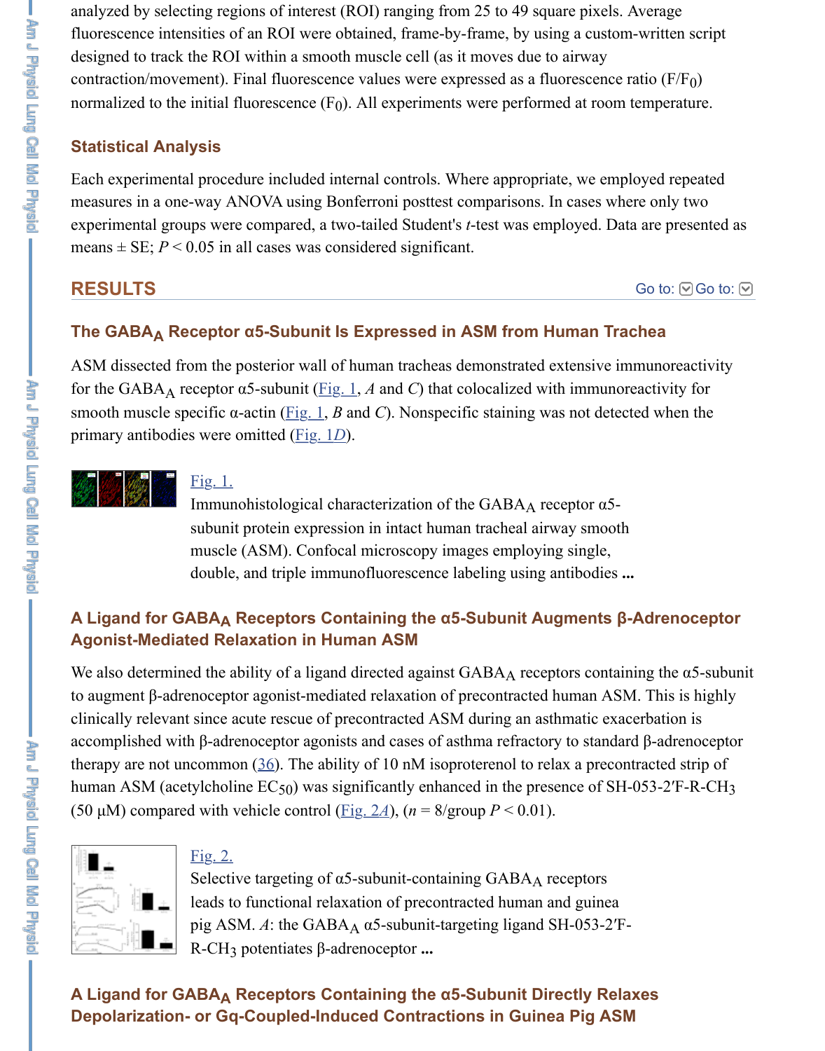analyzed by selecting regions of interest (ROI) ranging from 25 to 49 square pixels. Average fluorescence intensities of an ROI were obtained, frame-by-frame, by using a custom-written script designed to track the ROI within a smooth muscle cell (as it moves due to airway contraction/movement). Final fluorescence values were expressed as a fluorescence ratio ($F/F_0$) normalized to the initial fluorescence ($F_0$). All experiments were performed at room temperature.

### Statistical Analysis

Each experimental procedure included internal controls. Where appropriate, we employed repeated measures in a one-way ANOVA using Bonferroni posttest comparisons. In cases where only two experimental groups were compared, a two-tailed Student's *t*-test was employed. Data are presented as means ± SE; $P < 0.05$ in all cases was considered significant.

## RESULTS

### The $GABA_A$ Receptor α5-Subunit Is Expressed in ASM from Human Trachea

ASM dissected from the posterior wall of human tracheas demonstrated extensive immunoreactivity for the $GABA_A$ receptor α5-subunit (Fig. 1, *A* and *C*) that colocalized with immunoreactivity for smooth muscle specific α-actin (Fig. 1, *B* and *C*). Nonspecific staining was not detected when the primary antibodies were omitted (Fig. 1*D*).

Fig. 1.
Immunohistological characterization of the $GABA_A$ receptor α5-subunit protein expression in intact human tracheal airway smooth muscle (ASM). Confocal microscopy images employing single, double, and triple immunofluorescence labeling using antibodies ...

### A Ligand for $GABA_A$ Receptors Containing the α5-Subunit Augments β-Adrenoceptor Agonist-Mediated Relaxation in Human ASM

We also determined the ability of a ligand directed against $GABA_A$ receptors containing the α5-subunit to augment β-adrenoceptor agonist-mediated relaxation of precontracted human ASM. This is highly clinically relevant since acute rescue of precontracted ASM during an asthmatic exacerbation is accomplished with β-adrenoceptor agonists and cases of asthma refractory to standard β-adrenoceptor therapy are not uncommon (36). The ability of 10 nM isoproterenol to relax a precontracted strip of human ASM (acetylcholine $EC_{50}$) was significantly enhanced in the presence of SH-053-2′F-R-$CH_3$ (50 μM) compared with vehicle control (Fig. 2*A*), ($n = 8$/group $P < 0.01$).

Fig. 2.
Selective targeting of α5-subunit-containing $GABA_A$ receptors leads to functional relaxation of precontracted human and guinea pig ASM. *A*: the $GABA_A$ α5-subunit-targeting ligand SH-053-2′F-R-$CH_3$ potentiates β-adrenoceptor ...

### A Ligand for $GABA_A$ Receptors Containing the α5-Subunit Directly Relaxes Depolarization- or Gq-Coupled-Induced Contractions in Guinea Pig ASM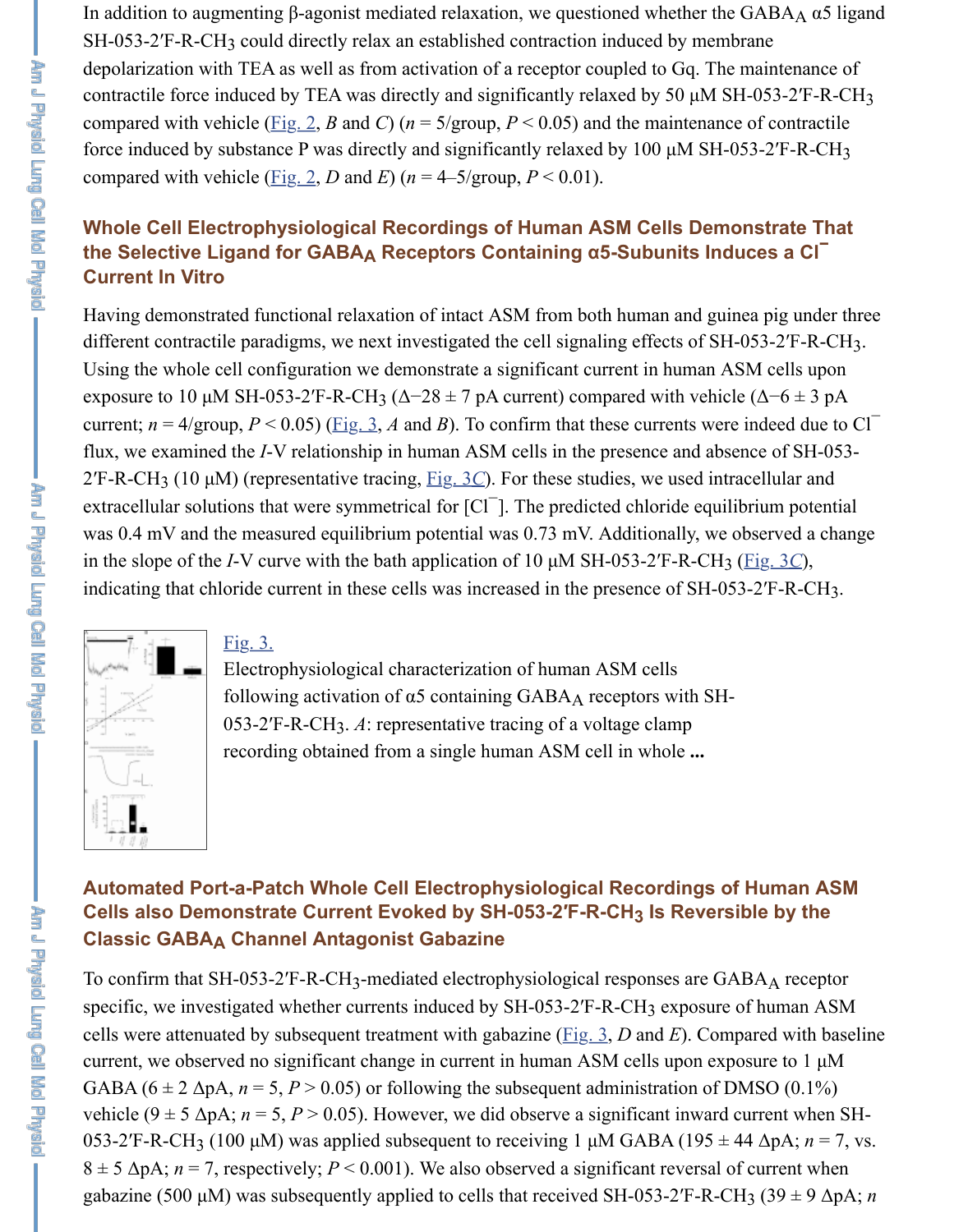In addition to augmenting β-agonist mediated relaxation, we questioned whether the $GABA_A$ α5 ligand SH-053-2′F-R-$CH_3$ could directly relax an established contraction induced by membrane depolarization with TEA as well as from activation of a receptor coupled to Gq. The maintenance of contractile force induced by TEA was directly and significantly relaxed by 50 μM SH-053-2′F-R-$CH_3$ compared with vehicle (Fig. 2, *B* and *C*) ($n = 5$/group, $P < 0.05$) and the maintenance of contractile force induced by substance P was directly and significantly relaxed by 100 μM SH-053-2′F-R-$CH_3$ compared with vehicle (Fig. 2, *D* and *E*) ($n = 4$–5/group, $P < 0.01$).

### Whole Cell Electrophysiological Recordings of Human ASM Cells Demonstrate That the Selective Ligand for $GABA_A$ Receptors Containing α5-Subunits Induces a $Cl^-$ Current In Vitro

Having demonstrated functional relaxation of intact ASM from both human and guinea pig under three different contractile paradigms, we next investigated the cell signaling effects of SH-053-2′F-R-$CH_3$. Using the whole cell configuration we demonstrate a significant current in human ASM cells upon exposure to 10 μM SH-053-2′F-R-$CH_3$ (Δ−28 ± 7 pA current) compared with vehicle (Δ−6 ± 3 pA current; $n = 4$/group, $P < 0.05$) (Fig. 3, *A* and *B*). To confirm that these currents were indeed due to $Cl^-$ flux, we examined the *I*-V relationship in human ASM cells in the presence and absence of SH-053-2′F-R-$CH_3$ (10 μM) (representative tracing, Fig. 3*C*). For these studies, we used intracellular and extracellular solutions that were symmetrical for $[Cl^-]$. The predicted chloride equilibrium potential was 0.4 mV and the measured equilibrium potential was 0.73 mV. Additionally, we observed a change in the slope of the *I*-V curve with the bath application of 10 μM SH-053-2′F-R-$CH_3$ (Fig. 3*C*), indicating that chloride current in these cells was increased in the presence of SH-053-2′F-R-$CH_3$.

Fig. 3.

Electrophysiological characterization of human ASM cells following activation of α5 containing $GABA_A$ receptors with SH-053-2′F-R-$CH_3$. *A*: representative tracing of a voltage clamp recording obtained from a single human ASM cell in whole ...

### Automated Port-a-Patch Whole Cell Electrophysiological Recordings of Human ASM Cells also Demonstrate Current Evoked by SH-053-2′F-R-$CH_3$ Is Reversible by the Classic $GABA_A$ Channel Antagonist Gabazine

To confirm that SH-053-2′F-R-$CH_3$-mediated electrophysiological responses are $GABA_A$ receptor specific, we investigated whether currents induced by SH-053-2′F-R-$CH_3$ exposure of human ASM cells were attenuated by subsequent treatment with gabazine (Fig. 3, *D* and *E*). Compared with baseline current, we observed no significant change in current in human ASM cells upon exposure to 1 μM GABA (6 ± 2 ΔpA, $n = 5$, $P > 0.05$) or following the subsequent administration of DMSO (0.1%) vehicle (9 ± 5 ΔpA; $n = 5$, $P > 0.05$). However, we did observe a significant inward current when SH-053-2′F-R-$CH_3$ (100 μM) was applied subsequent to receiving 1 μM GABA (195 ± 44 ΔpA; $n = 7$, vs. 8 ± 5 ΔpA; $n = 7$, respectively; $P < 0.001$). We also observed a significant reversal of current when gabazine (500 μM) was subsequently applied to cells that received SH-053-2′F-R-$CH_3$ (39 ± 9 ΔpA; *n*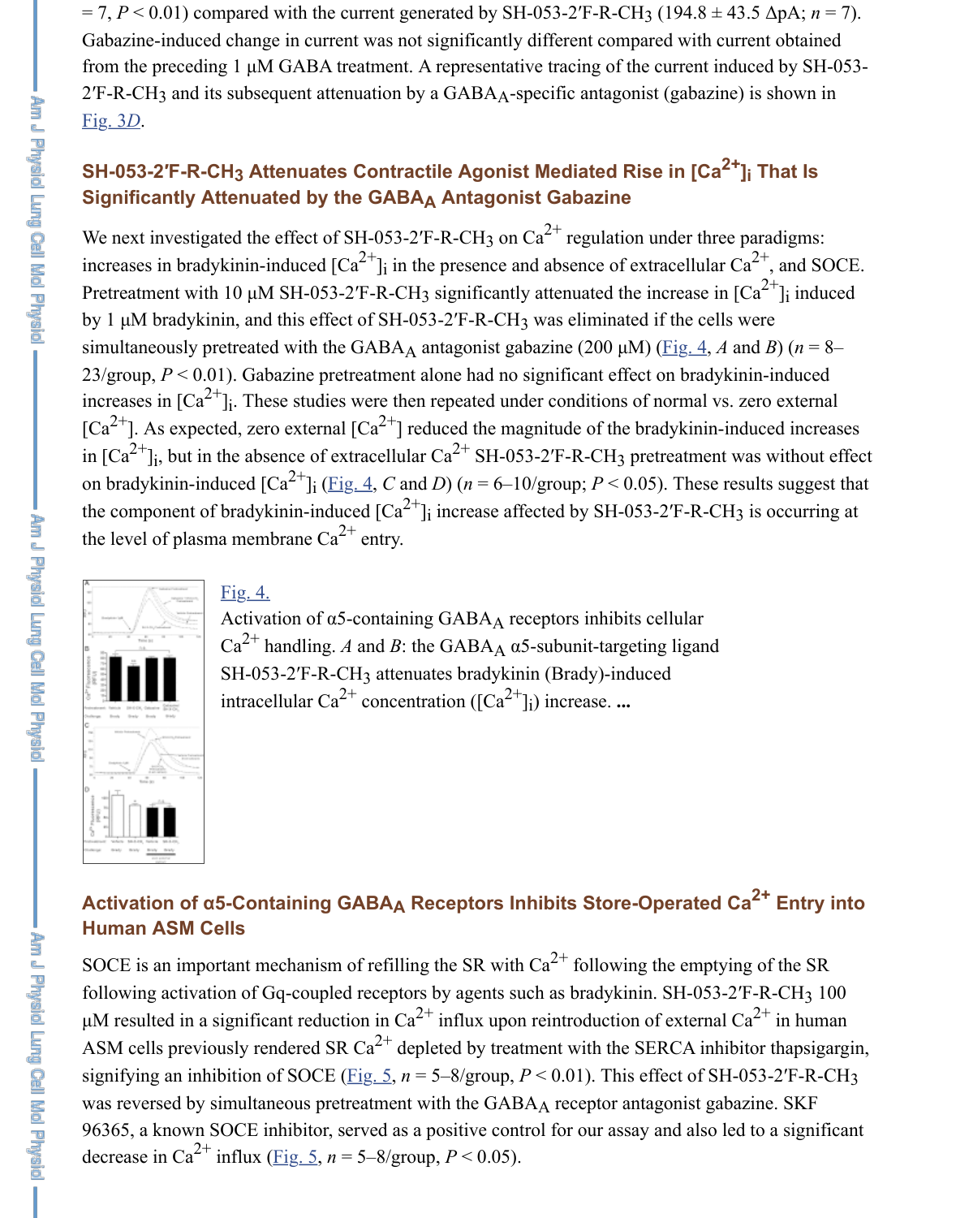= 7, $P < 0.01$) compared with the current generated by SH-053-2′F-R-$CH_3$ (194.8 ± 43.5 ΔpA; $n = 7$). Gabazine-induced change in current was not significantly different compared with current obtained from the preceding 1 μM GABA treatment. A representative tracing of the current induced by SH-053-2′F-R-$CH_3$ and its subsequent attenuation by a $GABA_A$-specific antagonist (gabazine) is shown in Fig. 3*D*.

## SH-053-2′F-R-$CH_3$ Attenuates Contractile Agonist Mediated Rise in $[Ca^{2+}]_i$ That Is Significantly Attenuated by the $GABA_A$ Antagonist Gabazine

We next investigated the effect of SH-053-2′F-R-$CH_3$ on $Ca^{2+}$ regulation under three paradigms: increases in bradykinin-induced $[Ca^{2+}]_i$ in the presence and absence of extracellular $Ca^{2+}$, and SOCE. Pretreatment with 10 μM SH-053-2′F-R-$CH_3$ significantly attenuated the increase in $[Ca^{2+}]_i$ induced by 1 μM bradykinin, and this effect of SH-053-2′F-R-$CH_3$ was eliminated if the cells were simultaneously pretreated with the $GABA_A$ antagonist gabazine (200 μM) (Fig. 4, *A* and *B*) ($n$ = 8–23/group, $P < 0.01$). Gabazine pretreatment alone had no significant effect on bradykinin-induced increases in $[Ca^{2+}]_i$. These studies were then repeated under conditions of normal vs. zero external $[Ca^{2+}]$. As expected, zero external $[Ca^{2+}]$ reduced the magnitude of the bradykinin-induced increases in $[Ca^{2+}]_i$, but in the absence of extracellular $Ca^{2+}$ SH-053-2′F-R-$CH_3$ pretreatment was without effect on bradykinin-induced $[Ca^{2+}]_i$ (Fig. 4, *C* and *D*) ($n$ = 6–10/group; $P < 0.05$). These results suggest that the component of bradykinin-induced $[Ca^{2+}]_i$ increase affected by SH-053-2′F-R-$CH_3$ is occurring at the level of plasma membrane $Ca^{2+}$ entry.

Fig. 4.
Activation of α5-containing $GABA_A$ receptors inhibits cellular $Ca^{2+}$ handling. *A* and *B*: the $GABA_A$ α5-subunit-targeting ligand SH-053-2′F-R-$CH_3$ attenuates bradykinin (Brady)-induced intracellular $Ca^{2+}$ concentration ($[Ca^{2+}]_i$) increase. ...

## Activation of α5-Containing $GABA_A$ Receptors Inhibits Store-Operated $Ca^{2+}$ Entry into Human ASM Cells

SOCE is an important mechanism of refilling the SR with $Ca^{2+}$ following the emptying of the SR following activation of Gq-coupled receptors by agents such as bradykinin. SH-053-2′F-R-$CH_3$ 100 μM resulted in a significant reduction in $Ca^{2+}$ influx upon reintroduction of external $Ca^{2+}$ in human ASM cells previously rendered SR $Ca^{2+}$ depleted by treatment with the SERCA inhibitor thapsigargin, signifying an inhibition of SOCE (Fig. 5, $n$ = 5–8/group, $P < 0.01$). This effect of SH-053-2′F-R-$CH_3$ was reversed by simultaneous pretreatment with the $GABA_A$ receptor antagonist gabazine. SKF 96365, a known SOCE inhibitor, served as a positive control for our assay and also led to a significant decrease in $Ca^{2+}$ influx (Fig. 5, $n$ = 5–8/group, $P < 0.05$).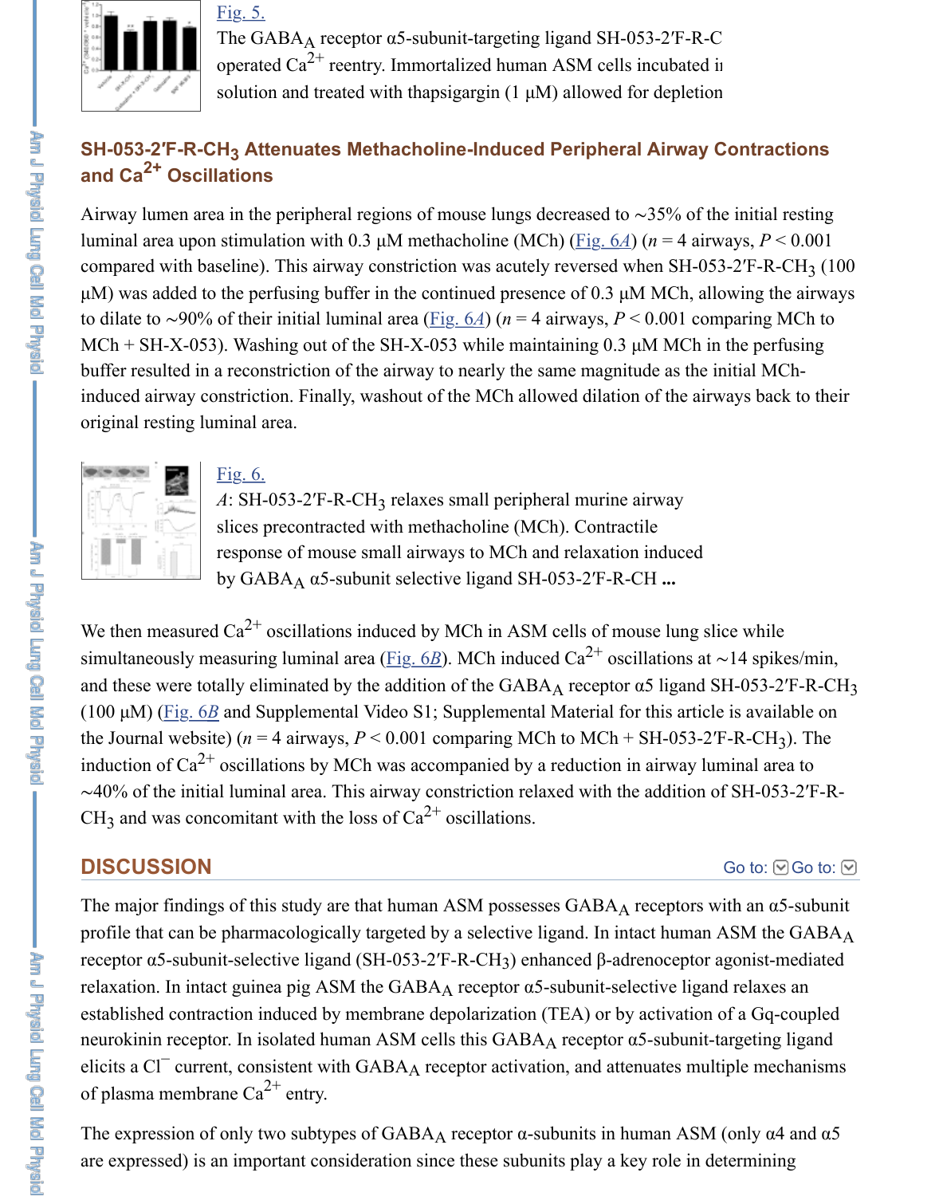[Fig. 5.](#)

The GABA$_A$ receptor α5-subunit-targeting ligand SH-053-2′F-R-C operated Ca$^{2+}$ reentry. Immortalized human ASM cells incubated i solution and treated with thapsigargin (1 μM) allowed for depletion

### SH-053-2′F-R-CH$_3$ Attenuates Methacholine-Induced Peripheral Airway Contractions and Ca$^{2+}$ Oscillations

Airway lumen area in the peripheral regions of mouse lungs decreased to ∼35% of the initial resting luminal area upon stimulation with 0.3 μM methacholine (MCh) (Fig. 6A) ($n = 4$ airways, $P < 0.001$ compared with baseline). This airway constriction was acutely reversed when SH-053-2′F-R-CH$_3$ (100 μM) was added to the perfusing buffer in the continued presence of 0.3 μM MCh, allowing the airways to dilate to ∼90% of their initial luminal area (Fig. 6A) ($n = 4$ airways, $P < 0.001$ comparing MCh to MCh + SH-X-053). Washing out of the SH-X-053 while maintaining 0.3 μM MCh in the perfusing buffer resulted in a reconstriction of the airway to nearly the same magnitude as the initial MCh-induced airway constriction. Finally, washout of the MCh allowed dilation of the airways back to their original resting luminal area.

[Fig. 6.](#)

*A*: SH-053-2′F-R-CH$_3$ relaxes small peripheral murine airway slices precontracted with methacholine (MCh). Contractile response of mouse small airways to MCh and relaxation induced by GABA$_A$ α5-subunit selective ligand SH-053-2′F-R-CH **...**

We then measured Ca$^{2+}$ oscillations induced by MCh in ASM cells of mouse lung slice while simultaneously measuring luminal area (Fig. 6B). MCh induced Ca$^{2+}$ oscillations at ∼14 spikes/min, and these were totally eliminated by the addition of the GABA$_A$ receptor α5 ligand SH-053-2′F-R-CH$_3$ (100 μM) (Fig. 6B and Supplemental Video S1; Supplemental Material for this article is available on the Journal website) ($n = 4$ airways, $P < 0.001$ comparing MCh to MCh + SH-053-2′F-R-CH$_3$). The induction of Ca$^{2+}$ oscillations by MCh was accompanied by a reduction in airway luminal area to ∼40% of the initial luminal area. This airway constriction relaxed with the addition of SH-053-2′F-R-CH$_3$ and was concomitant with the loss of Ca$^{2+}$ oscillations.

## DISCUSSION

The major findings of this study are that human ASM possesses GABA$_A$ receptors with an α5-subunit profile that can be pharmacologically targeted by a selective ligand. In intact human ASM the GABA$_A$ receptor α5-subunit-selective ligand (SH-053-2′F-R-CH$_3$) enhanced β-adrenoceptor agonist-mediated relaxation. In intact guinea pig ASM the GABA$_A$ receptor α5-subunit-selective ligand relaxes an established contraction induced by membrane depolarization (TEA) or by activation of a Gq-coupled neurokinin receptor. In isolated human ASM cells this GABA$_A$ receptor α5-subunit-targeting ligand elicits a Cl$^-$ current, consistent with GABA$_A$ receptor activation, and attenuates multiple mechanisms of plasma membrane Ca$^{2+}$ entry.

The expression of only two subtypes of GABA$_A$ receptor α-subunits in human ASM (only α4 and α5 are expressed) is an important consideration since these subunits play a key role in determining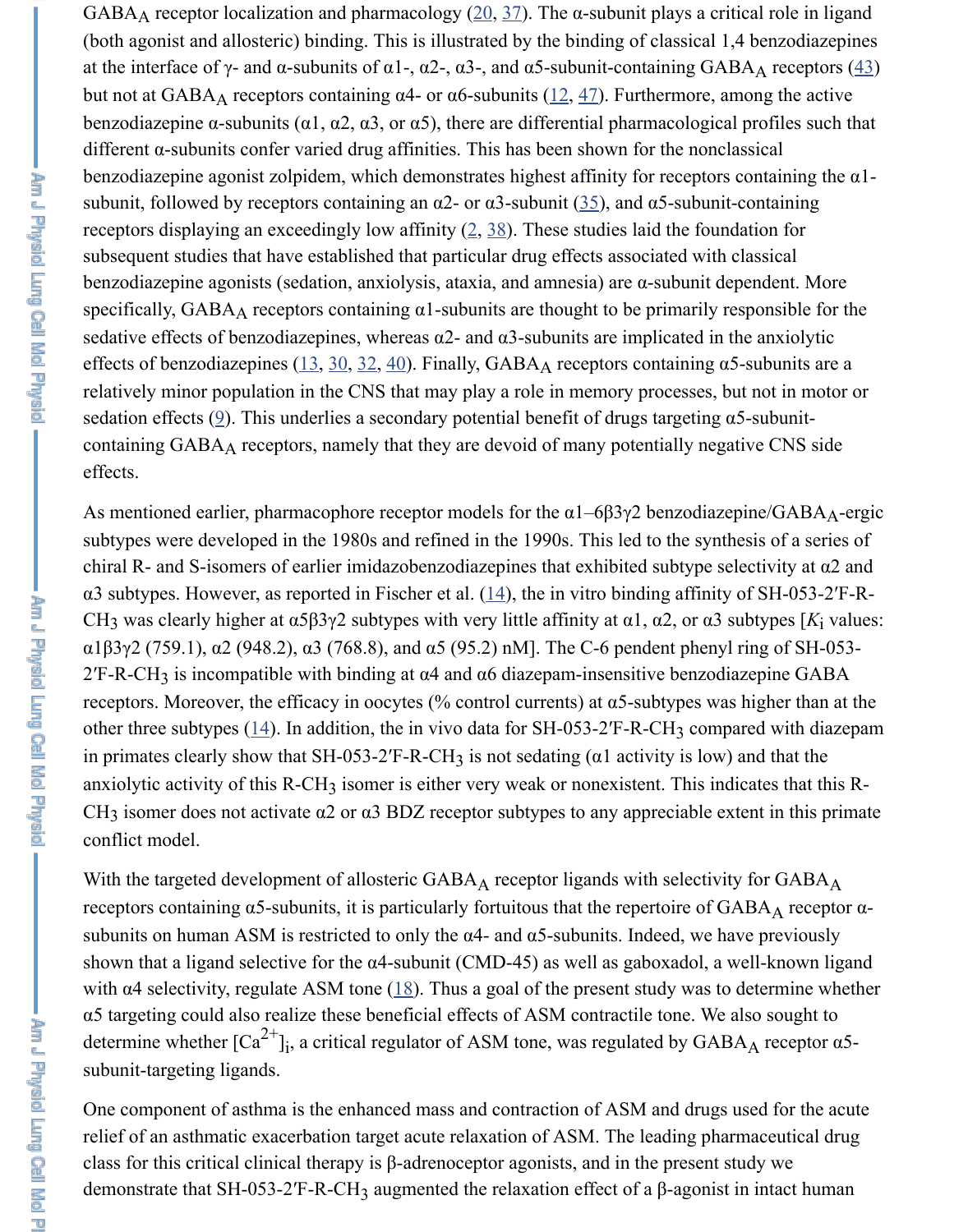GABA$_A$ receptor localization and pharmacology (20, 37). The α-subunit plays a critical role in ligand (both agonist and allosteric) binding. This is illustrated by the binding of classical 1,4 benzodiazepines at the interface of γ- and α-subunits of α1-, α2-, α3-, and α5-subunit-containing GABA$_A$ receptors (43) but not at GABA$_A$ receptors containing α4- or α6-subunits (12, 47). Furthermore, among the active benzodiazepine α-subunits (α1, α2, α3, or α5), there are differential pharmacological profiles such that different α-subunits confer varied drug affinities. This has been shown for the nonclassical benzodiazepine agonist zolpidem, which demonstrates highest affinity for receptors containing the α1-subunit, followed by receptors containing an α2- or α3-subunit (35), and α5-subunit-containing receptors displaying an exceedingly low affinity (2, 38). These studies laid the foundation for subsequent studies that have established that particular drug effects associated with classical benzodiazepine agonists (sedation, anxiolysis, ataxia, and amnesia) are α-subunit dependent. More specifically, GABA$_A$ receptors containing α1-subunits are thought to be primarily responsible for the sedative effects of benzodiazepines, whereas α2- and α3-subunits are implicated in the anxiolytic effects of benzodiazepines (13, 30, 32, 40). Finally, GABA$_A$ receptors containing α5-subunits are a relatively minor population in the CNS that may play a role in memory processes, but not in motor or sedation effects (9). This underlies a secondary potential benefit of drugs targeting α5-subunit-containing GABA$_A$ receptors, namely that they are devoid of many potentially negative CNS side effects.

As mentioned earlier, pharmacophore receptor models for the α1–6β3γ2 benzodiazepine/GABA$_A$-ergic subtypes were developed in the 1980s and refined in the 1990s. This led to the synthesis of a series of chiral R- and S-isomers of earlier imidazobenzodiazepines that exhibited subtype selectivity at α2 and α3 subtypes. However, as reported in Fischer et al. (14), the in vitro binding affinity of SH-053-2′F-R-$CH_3$ was clearly higher at α5β3γ2 subtypes with very little affinity at α1, α2, or α3 subtypes [$K_i$ values: α1β3γ2 (759.1), α2 (948.2), α3 (768.8), and α5 (95.2) nM]. The C-6 pendent phenyl ring of SH-053-2′F-R-$CH_3$ is incompatible with binding at α4 and α6 diazepam-insensitive benzodiazepine GABA receptors. Moreover, the efficacy in oocytes (% control currents) at α5-subtypes was higher than at the other three subtypes (14). In addition, the in vivo data for SH-053-2′F-R-$CH_3$ compared with diazepam in primates clearly show that SH-053-2′F-R-$CH_3$ is not sedating (α1 activity is low) and that the anxiolytic activity of this R-$CH_3$ isomer is either very weak or nonexistent. This indicates that this R-$CH_3$ isomer does not activate α2 or α3 BDZ receptor subtypes to any appreciable extent in this primate conflict model.

With the targeted development of allosteric GABA$_A$ receptor ligands with selectivity for GABA$_A$ receptors containing α5-subunits, it is particularly fortuitous that the repertoire of GABA$_A$ receptor α-subunits on human ASM is restricted to only the α4- and α5-subunits. Indeed, we have previously shown that a ligand selective for the α4-subunit (CMD-45) as well as gaboxadol, a well-known ligand with α4 selectivity, regulate ASM tone (18). Thus a goal of the present study was to determine whether α5 targeting could also realize these beneficial effects of ASM contractile tone. We also sought to determine whether $[Ca^{2+}]_i$, a critical regulator of ASM tone, was regulated by GABA$_A$ receptor α5-subunit-targeting ligands.

One component of asthma is the enhanced mass and contraction of ASM and drugs used for the acute relief of an asthmatic exacerbation target acute relaxation of ASM. The leading pharmaceutical drug class for this critical clinical therapy is β-adrenoceptor agonists, and in the present study we demonstrate that SH-053-2′F-R-$CH_3$ augmented the relaxation effect of a β-agonist in intact human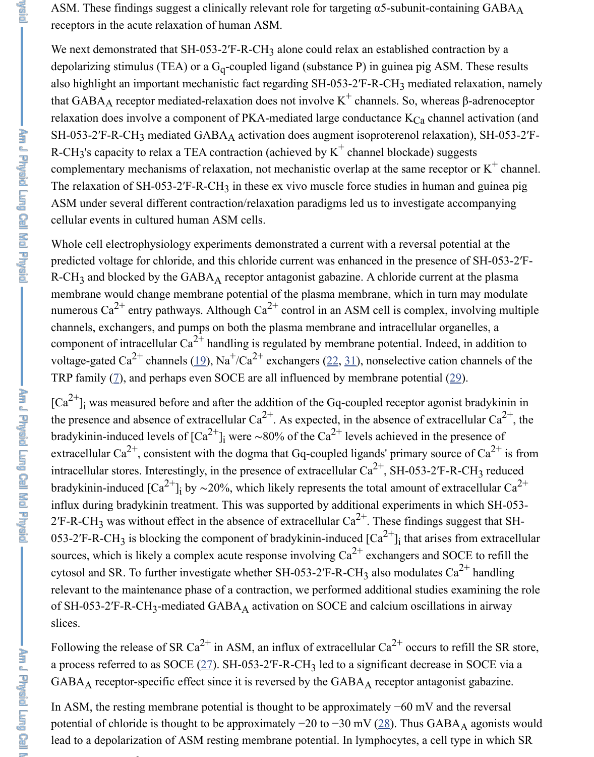ASM. These findings suggest a clinically relevant role for targeting α5-subunit-containing $GABA_A$ receptors in the acute relaxation of human ASM.

We next demonstrated that SH-053-2′F-R-$CH_3$ alone could relax an established contraction by a depolarizing stimulus (TEA) or a $G_q$-coupled ligand (substance P) in guinea pig ASM. These results also highlight an important mechanistic fact regarding SH-053-2′F-R-$CH_3$ mediated relaxation, namely that $GABA_A$ receptor mediated-relaxation does not involve $K^+$ channels. So, whereas β-adrenoceptor relaxation does involve a component of PKA-mediated large conductance $K_{Ca}$ channel activation (and SH-053-2′F-R-$CH_3$ mediated $GABA_A$ activation does augment isoproterenol relaxation), SH-053-2′F-R-$CH_3$'s capacity to relax a TEA contraction (achieved by $K^+$ channel blockade) suggests complementary mechanisms of relaxation, not mechanistic overlap at the same receptor or $K^+$ channel. The relaxation of SH-053-2′F-R-$CH_3$ in these ex vivo muscle force studies in human and guinea pig ASM under several different contraction/relaxation paradigms led us to investigate accompanying cellular events in cultured human ASM cells.

Whole cell electrophysiology experiments demonstrated a current with a reversal potential at the predicted voltage for chloride, and this chloride current was enhanced in the presence of SH-053-2′F-R-$CH_3$ and blocked by the $GABA_A$ receptor antagonist gabazine. A chloride current at the plasma membrane would change membrane potential of the plasma membrane, which in turn may modulate numerous $Ca^{2+}$ entry pathways. Although $Ca^{2+}$ control in an ASM cell is complex, involving multiple channels, exchangers, and pumps on both the plasma membrane and intracellular organelles, a component of intracellular $Ca^{2+}$ handling is regulated by membrane potential. Indeed, in addition to voltage-gated $Ca^{2+}$ channels (19), $Na^+/Ca^{2+}$ exchangers (22, 31), nonselective cation channels of the TRP family (7), and perhaps even SOCE are all influenced by membrane potential (29).

$[Ca^{2+}]_i$ was measured before and after the addition of the Gq-coupled receptor agonist bradykinin in the presence and absence of extracellular $Ca^{2+}$. As expected, in the absence of extracellular $Ca^{2+}$, the bradykinin-induced levels of $[Ca^{2+}]_i$ were ~80% of the $Ca^{2+}$ levels achieved in the presence of extracellular $Ca^{2+}$, consistent with the dogma that Gq-coupled ligands' primary source of $Ca^{2+}$ is from intracellular stores. Interestingly, in the presence of extracellular $Ca^{2+}$, SH-053-2′F-R-$CH_3$ reduced bradykinin-induced $[Ca^{2+}]_i$ by ~20%, which likely represents the total amount of extracellular $Ca^{2+}$ influx during bradykinin treatment. This was supported by additional experiments in which SH-053-2′F-R-$CH_3$ was without effect in the absence of extracellular $Ca^{2+}$. These findings suggest that SH-053-2′F-R-$CH_3$ is blocking the component of bradykinin-induced $[Ca^{2+}]_i$ that arises from extracellular sources, which is likely a complex acute response involving $Ca^{2+}$ exchangers and SOCE to refill the cytosol and SR. To further investigate whether SH-053-2′F-R-$CH_3$ also modulates $Ca^{2+}$ handling relevant to the maintenance phase of a contraction, we performed additional studies examining the role of SH-053-2′F-R-$CH_3$-mediated $GABA_A$ activation on SOCE and calcium oscillations in airway slices.

Following the release of SR $Ca^{2+}$ in ASM, an influx of extracellular $Ca^{2+}$ occurs to refill the SR store, a process referred to as SOCE (27). SH-053-2′F-R-$CH_3$ led to a significant decrease in SOCE via a $GABA_A$ receptor-specific effect since it is reversed by the $GABA_A$ receptor antagonist gabazine.

In ASM, the resting membrane potential is thought to be approximately −60 mV and the reversal potential of chloride is thought to be approximately −20 to −30 mV (28). Thus $GABA_A$ agonists would lead to a depolarization of ASM resting membrane potential. In lymphocytes, a cell type in which SR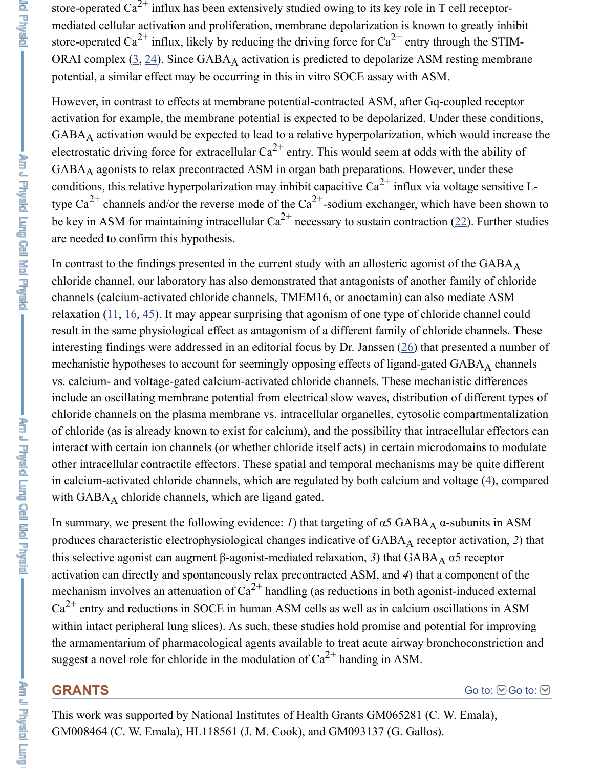store-operated $Ca^{2+}$ influx has been extensively studied owing to its key role in T cell receptor-mediated cellular activation and proliferation, membrane depolarization is known to greatly inhibit store-operated $Ca^{2+}$ influx, likely by reducing the driving force for $Ca^{2+}$ entry through the STIM-ORAI complex (3, 24). Since $GABA_A$ activation is predicted to depolarize ASM resting membrane potential, a similar effect may be occurring in this in vitro SOCE assay with ASM.

However, in contrast to effects at membrane potential-contracted ASM, after Gq-coupled receptor activation for example, the membrane potential is expected to be depolarized. Under these conditions, $GABA_A$ activation would be expected to lead to a relative hyperpolarization, which would increase the electrostatic driving force for extracellular $Ca^{2+}$ entry. This would seem at odds with the ability of $GABA_A$ agonists to relax precontracted ASM in organ bath preparations. However, under these conditions, this relative hyperpolarization may inhibit capacitive $Ca^{2+}$ influx via voltage sensitive L-type $Ca^{2+}$ channels and/or the reverse mode of the $Ca^{2+}$-sodium exchanger, which have been shown to be key in ASM for maintaining intracellular $Ca^{2+}$ necessary to sustain contraction (22). Further studies are needed to confirm this hypothesis.

In contrast to the findings presented in the current study with an allosteric agonist of the $GABA_A$ chloride channel, our laboratory has also demonstrated that antagonists of another family of chloride channels (calcium-activated chloride channels, TMEM16, or anoctamin) can also mediate ASM relaxation (11, 16, 45). It may appear surprising that agonism of one type of chloride channel could result in the same physiological effect as antagonism of a different family of chloride channels. These interesting findings were addressed in an editorial focus by Dr. Janssen (26) that presented a number of mechanistic hypotheses to account for seemingly opposing effects of ligand-gated $GABA_A$ channels vs. calcium- and voltage-gated calcium-activated chloride channels. These mechanistic differences include an oscillating membrane potential from electrical slow waves, distribution of different types of chloride channels on the plasma membrane vs. intracellular organelles, cytosolic compartmentalization of chloride (as is already known to exist for calcium), and the possibility that intracellular effectors can interact with certain ion channels (or whether chloride itself acts) in certain microdomains to modulate other intracellular contractile effectors. These spatial and temporal mechanisms may be quite different in calcium-activated chloride channels, which are regulated by both calcium and voltage (4), compared with $GABA_A$ chloride channels, which are ligand gated.

In summary, we present the following evidence: *1*) that targeting of α5 $GABA_A$ α-subunits in ASM produces characteristic electrophysiological changes indicative of $GABA_A$ receptor activation, *2*) that this selective agonist can augment β-agonist-mediated relaxation, *3*) that $GABA_A$ α5 receptor activation can directly and spontaneously relax precontracted ASM, and *4*) that a component of the mechanism involves an attenuation of $Ca^{2+}$ handling (as reductions in both agonist-induced external $Ca^{2+}$ entry and reductions in SOCE in human ASM cells as well as in calcium oscillations in ASM within intact peripheral lung slices). As such, these studies hold promise and potential for improving the armamentarium of pharmacological agents available to treat acute airway bronchoconstriction and suggest a novel role for chloride in the modulation of $Ca^{2+}$ handing in ASM.

## GRANTS

This work was supported by National Institutes of Health Grants GM065281 (C. W. Emala), GM008464 (C. W. Emala), HL118561 (J. M. Cook), and GM093137 (G. Gallos).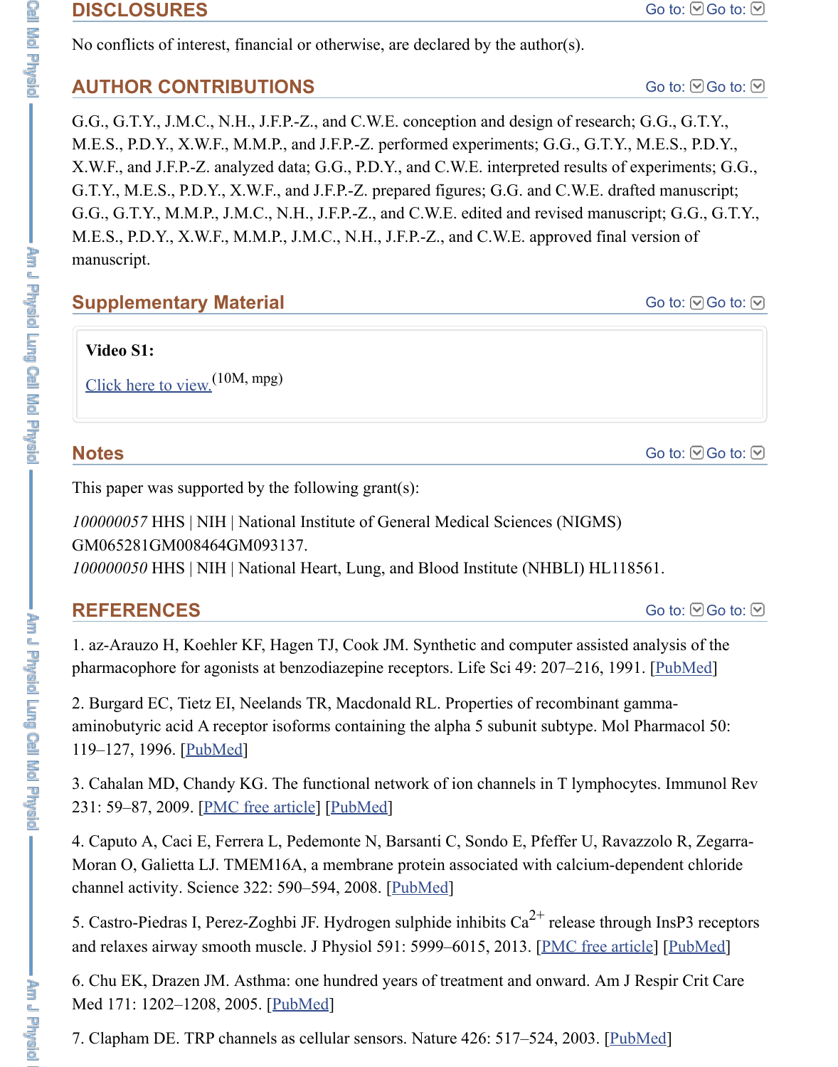## DISCLOSURES

No conflicts of interest, financial or otherwise, are declared by the author(s).

## AUTHOR CONTRIBUTIONS

G.G., G.T.Y., J.M.C., N.H., J.F.P.-Z., and C.W.E. conception and design of research; G.G., G.T.Y., M.E.S., P.D.Y., X.W.F., M.M.P., and J.F.P.-Z. performed experiments; G.G., G.T.Y., M.E.S., P.D.Y., X.W.F., and J.F.P.-Z. analyzed data; G.G., P.D.Y., and C.W.E. interpreted results of experiments; G.G., G.T.Y., M.E.S., P.D.Y., X.W.F., and J.F.P.-Z. prepared figures; G.G. and C.W.E. drafted manuscript; G.G., G.T.Y., M.M.P., J.M.C., N.H., J.F.P.-Z., and C.W.E. edited and revised manuscript; G.G., G.T.Y., M.E.S., P.D.Y., X.W.F., M.M.P., J.M.C., N.H., J.F.P.-Z., and C.W.E. approved final version of manuscript.

## Supplementary Material

**Video S1:**

Click here to view. (10M, mpg)

## Notes

This paper was supported by the following grant(s):

*100000057* HHS | NIH | National Institute of General Medical Sciences (NIGMS) GM065281GM008464GM093137.
*100000050* HHS | NIH | National Heart, Lung, and Blood Institute (NHBLI) HL118561.

## REFERENCES

1. az-Arauzo H, Koehler KF, Hagen TJ, Cook JM. Synthetic and computer assisted analysis of the pharmacophore for agonists at benzodiazepine receptors. Life Sci 49: 207–216, 1991. [PubMed]

2. Burgard EC, Tietz EI, Neelands TR, Macdonald RL. Properties of recombinant gamma-aminobutyric acid A receptor isoforms containing the alpha 5 subunit subtype. Mol Pharmacol 50: 119–127, 1996. [PubMed]

3. Cahalan MD, Chandy KG. The functional network of ion channels in T lymphocytes. Immunol Rev 231: 59–87, 2009. [PMC free article] [PubMed]

4. Caputo A, Caci E, Ferrera L, Pedemonte N, Barsanti C, Sondo E, Pfeffer U, Ravazzolo R, Zegarra-Moran O, Galietta LJ. TMEM16A, a membrane protein associated with calcium-dependent chloride channel activity. Science 322: 590–594, 2008. [PubMed]

5. Castro-Piedras I, Perez-Zoghbi JF. Hydrogen sulphide inhibits $Ca^{2+}$ release through InsP3 receptors and relaxes airway smooth muscle. J Physiol 591: 5999–6015, 2013. [PMC free article] [PubMed]

6. Chu EK, Drazen JM. Asthma: one hundred years of treatment and onward. Am J Respir Crit Care Med 171: 1202–1208, 2005. [PubMed]

7. Clapham DE. TRP channels as cellular sensors. Nature 426: 517–524, 2003. [PubMed]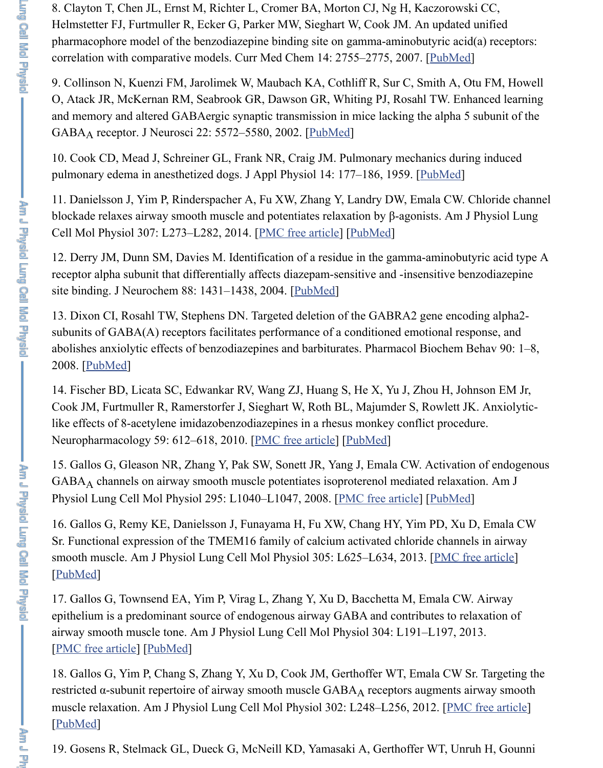8. Clayton T, Chen JL, Ernst M, Richter L, Cromer BA, Morton CJ, Ng H, Kaczorowski CC, Helmstetter FJ, Furtmuller R, Ecker G, Parker MW, Sieghart W, Cook JM. An updated unified pharmacophore model of the benzodiazepine binding site on gamma-aminobutyric acid(a) receptors: correlation with comparative models. Curr Med Chem 14: 2755–2775, 2007. [PubMed]

9. Collinson N, Kuenzi FM, Jarolimek W, Maubach KA, Cothliff R, Sur C, Smith A, Otu FM, Howell O, Atack JR, McKernan RM, Seabrook GR, Dawson GR, Whiting PJ, Rosahl TW. Enhanced learning and memory and altered GABAergic synaptic transmission in mice lacking the alpha 5 subunit of the $GABA_A$ receptor. J Neurosci 22: 5572–5580, 2002. [PubMed]

10. Cook CD, Mead J, Schreiner GL, Frank NR, Craig JM. Pulmonary mechanics during induced pulmonary edema in anesthetized dogs. J Appl Physiol 14: 177–186, 1959. [PubMed]

11. Danielsson J, Yim P, Rinderspacher A, Fu XW, Zhang Y, Landry DW, Emala CW. Chloride channel blockade relaxes airway smooth muscle and potentiates relaxation by β-agonists. Am J Physiol Lung Cell Mol Physiol 307: L273–L282, 2014. [PMC free article] [PubMed]

12. Derry JM, Dunn SM, Davies M. Identification of a residue in the gamma-aminobutyric acid type A receptor alpha subunit that differentially affects diazepam-sensitive and -insensitive benzodiazepine site binding. J Neurochem 88: 1431–1438, 2004. [PubMed]

13. Dixon CI, Rosahl TW, Stephens DN. Targeted deletion of the GABRA2 gene encoding alpha2-subunits of GABA(A) receptors facilitates performance of a conditioned emotional response, and abolishes anxiolytic effects of benzodiazepines and barbiturates. Pharmacol Biochem Behav 90: 1–8, 2008. [PubMed]

14. Fischer BD, Licata SC, Edwankar RV, Wang ZJ, Huang S, He X, Yu J, Zhou H, Johnson EM Jr, Cook JM, Furtmuller R, Ramerstorfer J, Sieghart W, Roth BL, Majumder S, Rowlett JK. Anxiolytic-like effects of 8-acetylene imidazobenzodiazepines in a rhesus monkey conflict procedure. Neuropharmacology 59: 612–618, 2010. [PMC free article] [PubMed]

15. Gallos G, Gleason NR, Zhang Y, Pak SW, Sonett JR, Yang J, Emala CW. Activation of endogenous $GABA_A$ channels on airway smooth muscle potentiates isoproterenol mediated relaxation. Am J Physiol Lung Cell Mol Physiol 295: L1040–L1047, 2008. [PMC free article] [PubMed]

16. Gallos G, Remy KE, Danielsson J, Funayama H, Fu XW, Chang HY, Yim PD, Xu D, Emala CW Sr. Functional expression of the TMEM16 family of calcium activated chloride channels in airway smooth muscle. Am J Physiol Lung Cell Mol Physiol 305: L625–L634, 2013. [PMC free article] [PubMed]

17. Gallos G, Townsend EA, Yim P, Virag L, Zhang Y, Xu D, Bacchetta M, Emala CW. Airway epithelium is a predominant source of endogenous airway GABA and contributes to relaxation of airway smooth muscle tone. Am J Physiol Lung Cell Mol Physiol 304: L191–L197, 2013. [PMC free article] [PubMed]

18. Gallos G, Yim P, Chang S, Zhang Y, Xu D, Cook JM, Gerthoffer WT, Emala CW Sr. Targeting the restricted α-subunit repertoire of airway smooth muscle $GABA_A$ receptors augments airway smooth muscle relaxation. Am J Physiol Lung Cell Mol Physiol 302: L248–L256, 2012. [PMC free article] [PubMed]

19. Gosens R, Stelmack GL, Dueck G, McNeill KD, Yamasaki A, Gerthoffer WT, Unruh H, Gounni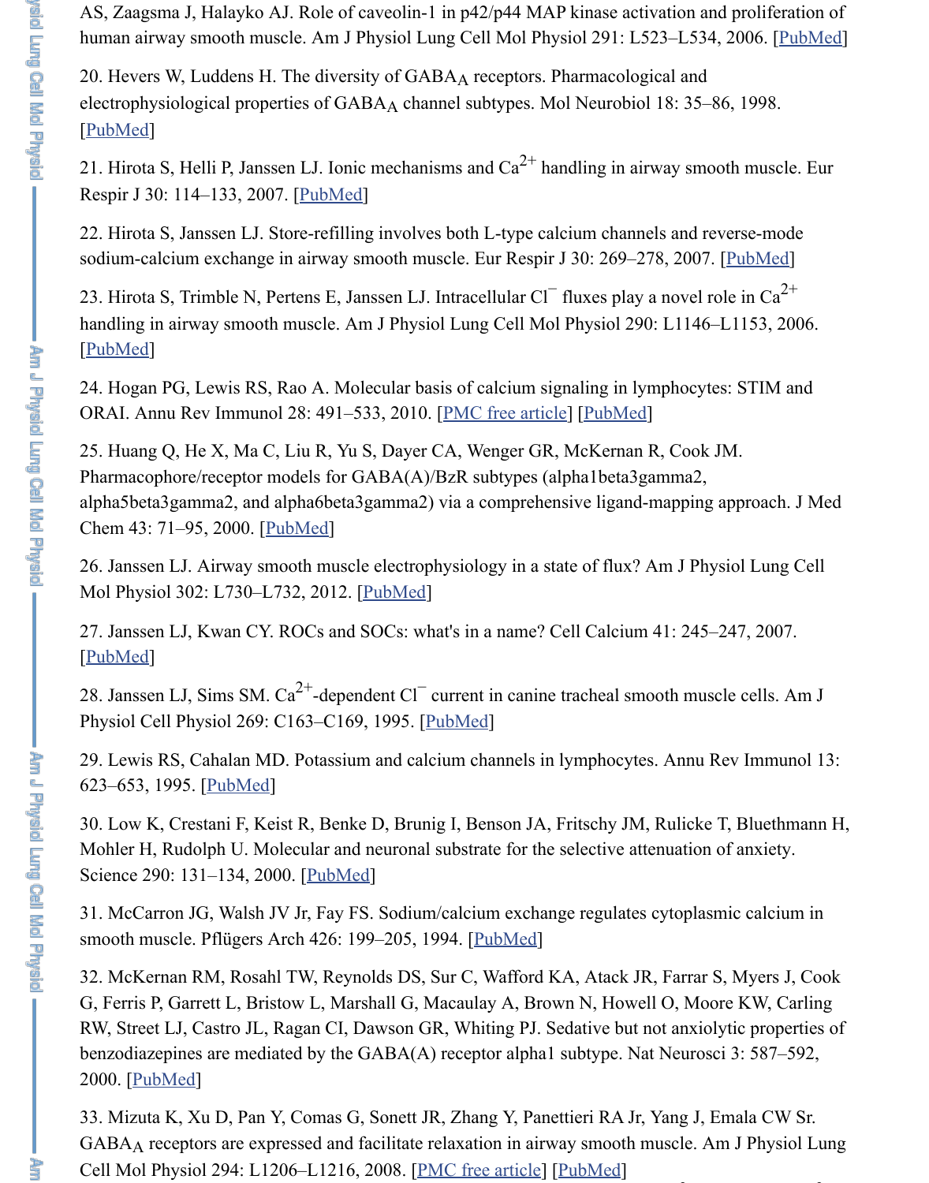AS, Zaagsma J, Halayko AJ. Role of caveolin-1 in p42/p44 MAP kinase activation and proliferation of human airway smooth muscle. Am J Physiol Lung Cell Mol Physiol 291: L523–L534, 2006. [PubMed]

20. Hevers W, Luddens H. The diversity of $GABA_A$ receptors. Pharmacological and electrophysiological properties of $GABA_A$ channel subtypes. Mol Neurobiol 18: 35–86, 1998. [PubMed]

21. Hirota S, Helli P, Janssen LJ. Ionic mechanisms and $Ca^{2+}$ handling in airway smooth muscle. Eur Respir J 30: 114–133, 2007. [PubMed]

22. Hirota S, Janssen LJ. Store-refilling involves both L-type calcium channels and reverse-mode sodium-calcium exchange in airway smooth muscle. Eur Respir J 30: 269–278, 2007. [PubMed]

23. Hirota S, Trimble N, Pertens E, Janssen LJ. Intracellular $Cl^-$ fluxes play a novel role in $Ca^{2+}$ handling in airway smooth muscle. Am J Physiol Lung Cell Mol Physiol 290: L1146–L1153, 2006. [PubMed]

24. Hogan PG, Lewis RS, Rao A. Molecular basis of calcium signaling in lymphocytes: STIM and ORAI. Annu Rev Immunol 28: 491–533, 2010. [PMC free article] [PubMed]

25. Huang Q, He X, Ma C, Liu R, Yu S, Dayer CA, Wenger GR, McKernan R, Cook JM. Pharmacophore/receptor models for GABA(A)/BzR subtypes (alpha1beta3gamma2, alpha5beta3gamma2, and alpha6beta3gamma2) via a comprehensive ligand-mapping approach. J Med Chem 43: 71–95, 2000. [PubMed]

26. Janssen LJ. Airway smooth muscle electrophysiology in a state of flux? Am J Physiol Lung Cell Mol Physiol 302: L730–L732, 2012. [PubMed]

27. Janssen LJ, Kwan CY. ROCs and SOCs: what's in a name? Cell Calcium 41: 245–247, 2007. [PubMed]

28. Janssen LJ, Sims SM. $Ca^{2+}$-dependent $Cl^-$ current in canine tracheal smooth muscle cells. Am J Physiol Cell Physiol 269: C163–C169, 1995. [PubMed]

29. Lewis RS, Cahalan MD. Potassium and calcium channels in lymphocytes. Annu Rev Immunol 13: 623–653, 1995. [PubMed]

30. Low K, Crestani F, Keist R, Benke D, Brunig I, Benson JA, Fritschy JM, Rulicke T, Bluethmann H, Mohler H, Rudolph U. Molecular and neuronal substrate for the selective attenuation of anxiety. Science 290: 131–134, 2000. [PubMed]

31. McCarron JG, Walsh JV Jr, Fay FS. Sodium/calcium exchange regulates cytoplasmic calcium in smooth muscle. Pflügers Arch 426: 199–205, 1994. [PubMed]

32. McKernan RM, Rosahl TW, Reynolds DS, Sur C, Wafford KA, Atack JR, Farrar S, Myers J, Cook G, Ferris P, Garrett L, Bristow L, Marshall G, Macaulay A, Brown N, Howell O, Moore KW, Carling RW, Street LJ, Castro JL, Ragan CI, Dawson GR, Whiting PJ. Sedative but not anxiolytic properties of benzodiazepines are mediated by the GABA(A) receptor alpha1 subtype. Nat Neurosci 3: 587–592, 2000. [PubMed]

33. Mizuta K, Xu D, Pan Y, Comas G, Sonett JR, Zhang Y, Panettieri RA Jr, Yang J, Emala CW Sr. $GABA_A$ receptors are expressed and facilitate relaxation in airway smooth muscle. Am J Physiol Lung Cell Mol Physiol 294: L1206–L1216, 2008. [PMC free article] [PubMed]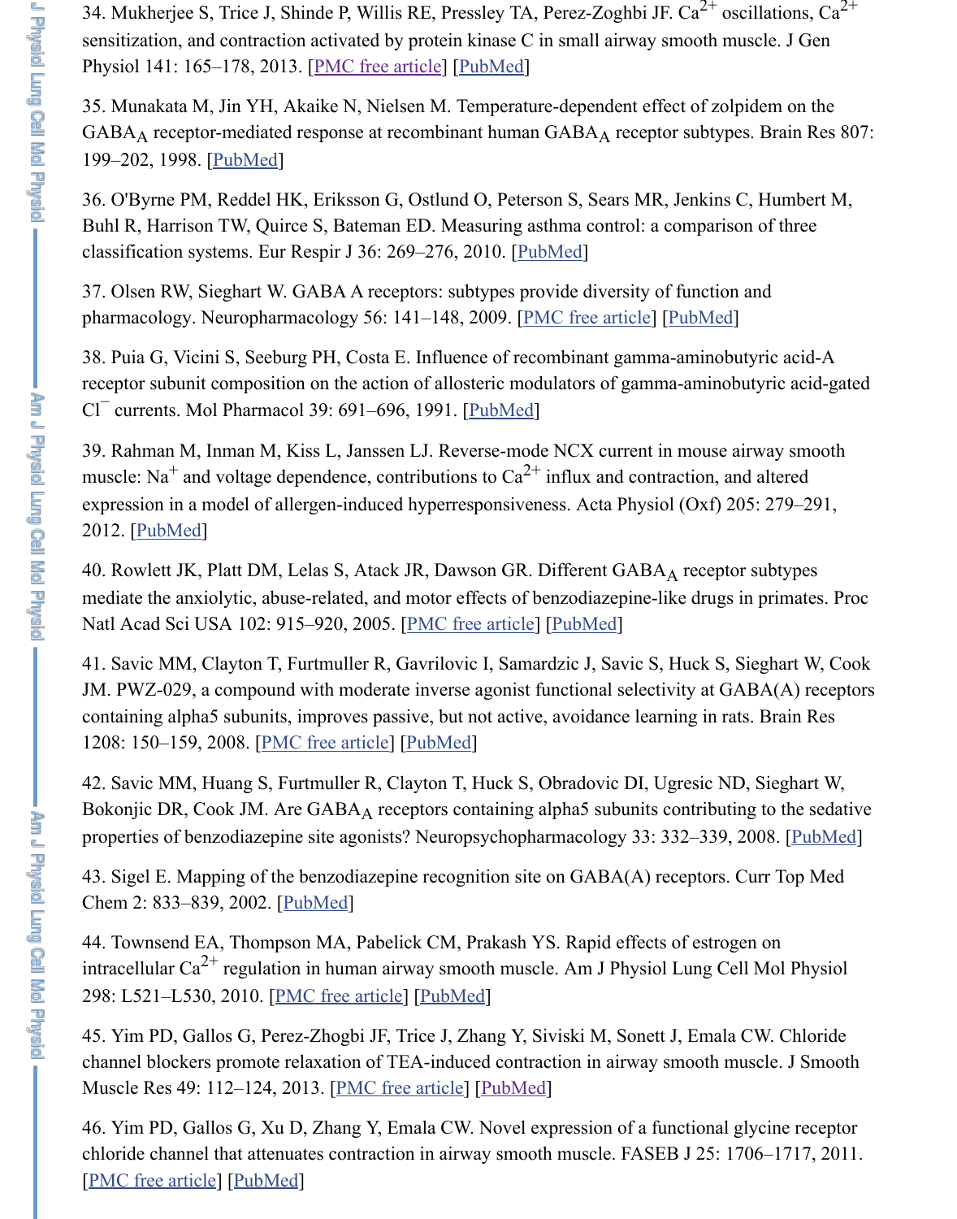34. Mukherjee S, Trice J, Shinde P, Willis RE, Pressley TA, Perez-Zoghbi JF. $Ca^{2+}$ oscillations, $Ca^{2+}$ sensitization, and contraction activated by protein kinase C in small airway smooth muscle. J Gen Physiol 141: 165–178, 2013. [PMC free article] [PubMed]

35. Munakata M, Jin YH, Akaike N, Nielsen M. Temperature-dependent effect of zolpidem on the $GABA_A$ receptor-mediated response at recombinant human $GABA_A$ receptor subtypes. Brain Res 807: 199–202, 1998. [PubMed]

36. O'Byrne PM, Reddel HK, Eriksson G, Ostlund O, Peterson S, Sears MR, Jenkins C, Humbert M, Buhl R, Harrison TW, Quirce S, Bateman ED. Measuring asthma control: a comparison of three classification systems. Eur Respir J 36: 269–276, 2010. [PubMed]

37. Olsen RW, Sieghart W. GABA A receptors: subtypes provide diversity of function and pharmacology. Neuropharmacology 56: 141–148, 2009. [PMC free article] [PubMed]

38. Puia G, Vicini S, Seeburg PH, Costa E. Influence of recombinant gamma-aminobutyric acid-A receptor subunit composition on the action of allosteric modulators of gamma-aminobutyric acid-gated $Cl^-$ currents. Mol Pharmacol 39: 691–696, 1991. [PubMed]

39. Rahman M, Inman M, Kiss L, Janssen LJ. Reverse-mode NCX current in mouse airway smooth muscle: $Na^+$ and voltage dependence, contributions to $Ca^{2+}$ influx and contraction, and altered expression in a model of allergen-induced hyperresponsiveness. Acta Physiol (Oxf) 205: 279–291, 2012. [PubMed]

40. Rowlett JK, Platt DM, Lelas S, Atack JR, Dawson GR. Different $GABA_A$ receptor subtypes mediate the anxiolytic, abuse-related, and motor effects of benzodiazepine-like drugs in primates. Proc Natl Acad Sci USA 102: 915–920, 2005. [PMC free article] [PubMed]

41. Savic MM, Clayton T, Furtmuller R, Gavrilovic I, Samardzic J, Savic S, Huck S, Sieghart W, Cook JM. PWZ-029, a compound with moderate inverse agonist functional selectivity at GABA(A) receptors containing alpha5 subunits, improves passive, but not active, avoidance learning in rats. Brain Res 1208: 150–159, 2008. [PMC free article] [PubMed]

42. Savic MM, Huang S, Furtmuller R, Clayton T, Huck S, Obradovic DI, Ugresic ND, Sieghart W, Bokonjic DR, Cook JM. Are $GABA_A$ receptors containing alpha5 subunits contributing to the sedative properties of benzodiazepine site agonists? Neuropsychopharmacology 33: 332–339, 2008. [PubMed]

43. Sigel E. Mapping of the benzodiazepine recognition site on GABA(A) receptors. Curr Top Med Chem 2: 833–839, 2002. [PubMed]

44. Townsend EA, Thompson MA, Pabelick CM, Prakash YS. Rapid effects of estrogen on intracellular $Ca^{2+}$ regulation in human airway smooth muscle. Am J Physiol Lung Cell Mol Physiol 298: L521–L530, 2010. [PMC free article] [PubMed]

45. Yim PD, Gallos G, Perez-Zhogbi JF, Trice J, Zhang Y, Siviski M, Sonett J, Emala CW. Chloride channel blockers promote relaxation of TEA-induced contraction in airway smooth muscle. J Smooth Muscle Res 49: 112–124, 2013. [PMC free article] [PubMed]

46. Yim PD, Gallos G, Xu D, Zhang Y, Emala CW. Novel expression of a functional glycine receptor chloride channel that attenuates contraction in airway smooth muscle. FASEB J 25: 1706–1717, 2011. [PMC free article] [PubMed]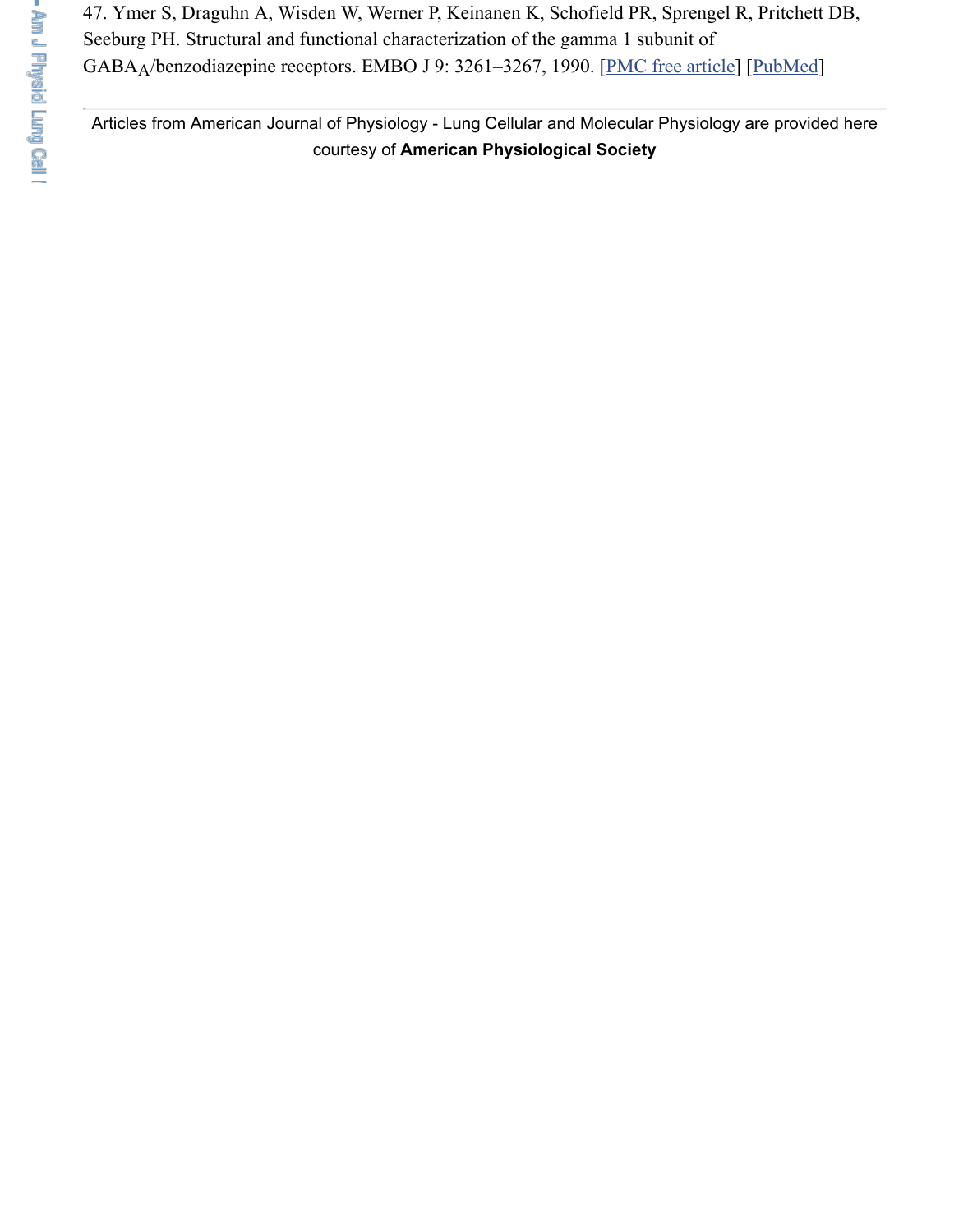47. Ymer S, Draguhn A, Wisden W, Werner P, Keinanen K, Schofield PR, Sprengel R, Pritchett DB, Seeburg PH. Structural and functional characterization of the gamma 1 subunit of $GABA_A$/benzodiazepine receptors. EMBO J 9: 3261–3267, 1990. [PMC free article] [PubMed]

---

Articles from American Journal of Physiology - Lung Cellular and Molecular Physiology are provided here courtesy of **American Physiological Society**